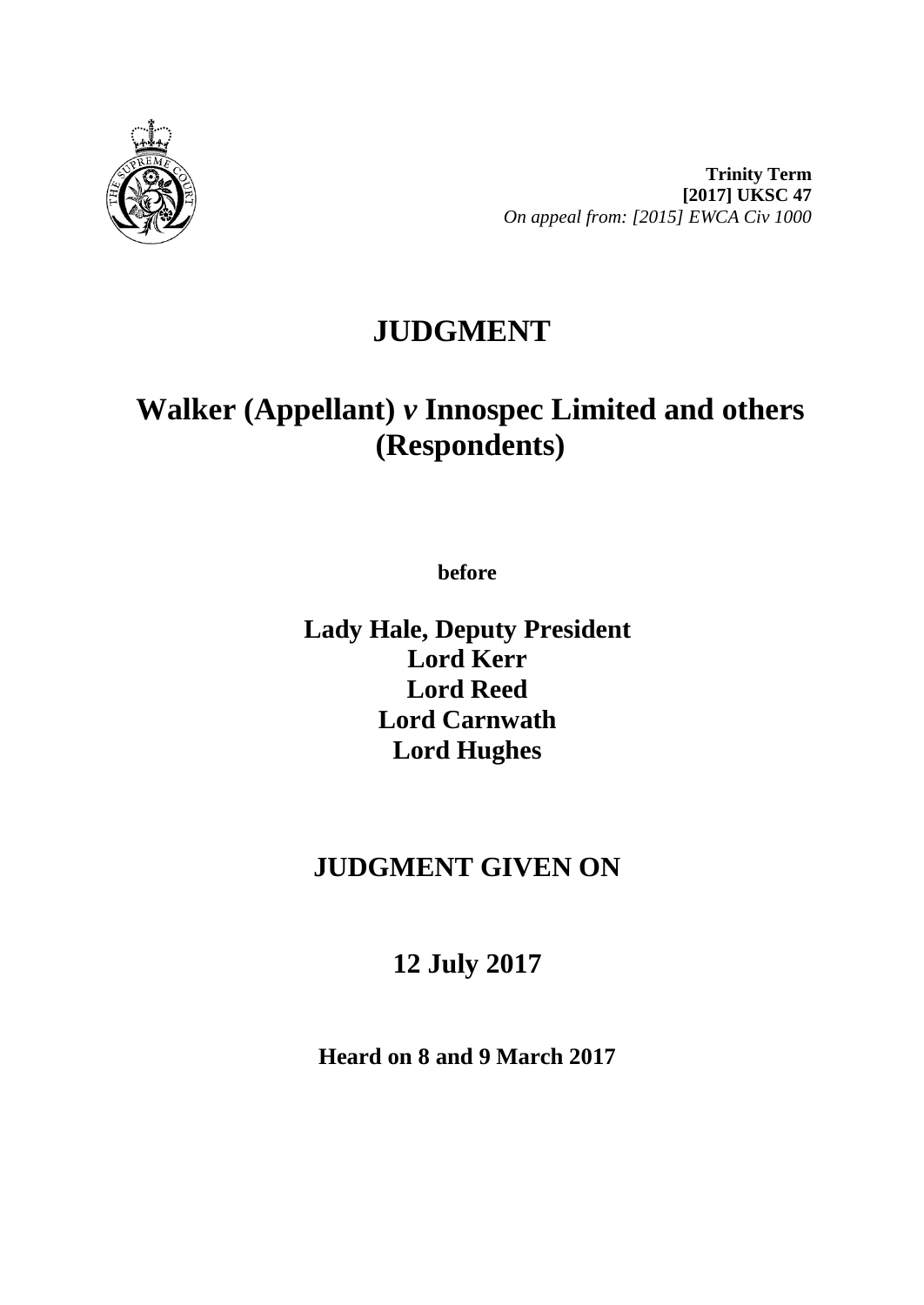**Trinity Term**
**[2017] UKSC 47**
*On appeal from: [2015] EWCA Civ 1000*

# JUDGMENT

## Walker (Appellant) *v* Innospec Limited and others (Respondents)

**before**

**Lady Hale, Deputy President**
**Lord Kerr**
**Lord Reed**
**Lord Carnwath**
**Lord Hughes**

## JUDGMENT GIVEN ON

## 12 July 2017

**Heard on 8 and 9 March 2017**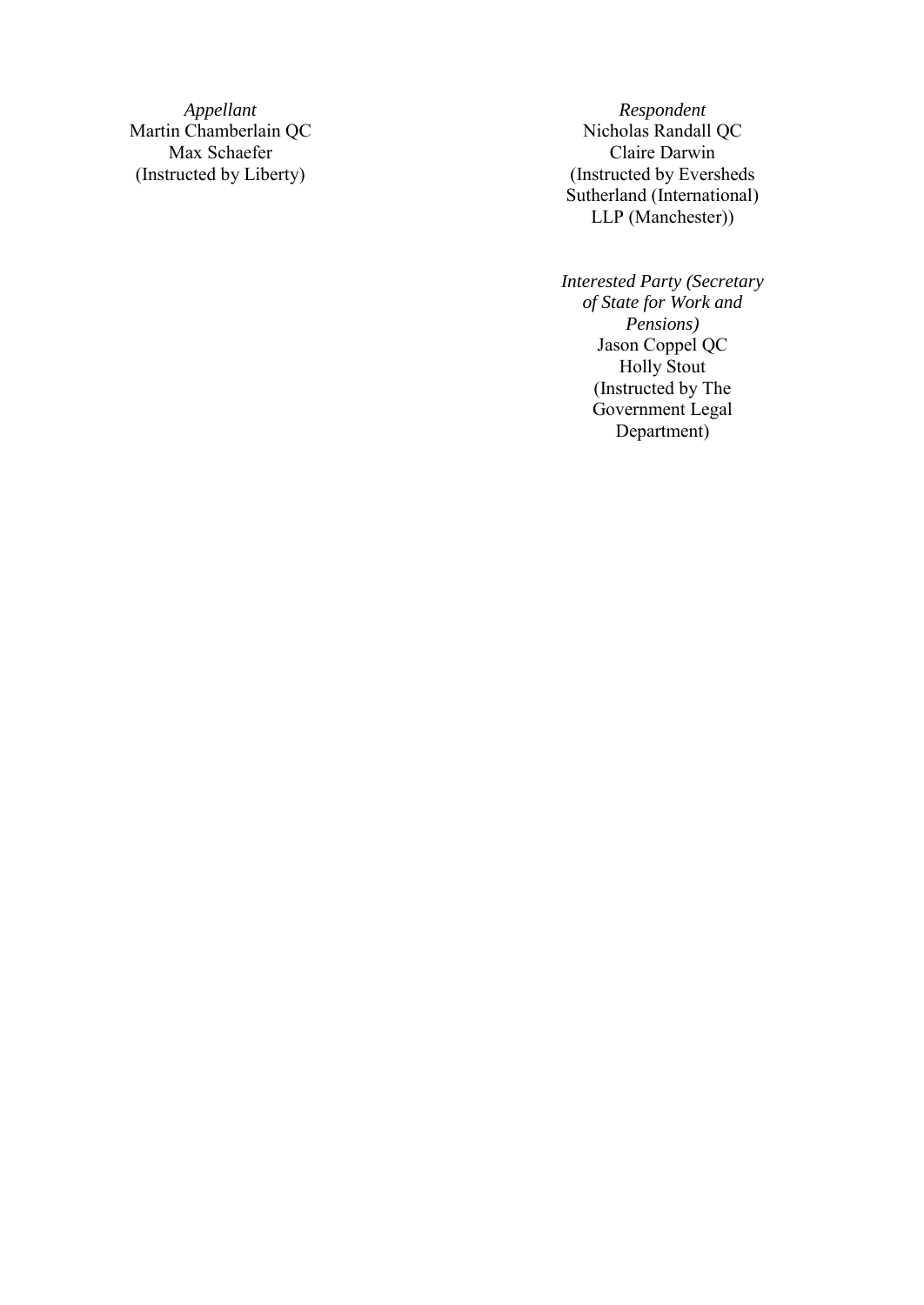*Appellant*
Martin Chamberlain QC
Max Schaefer
(Instructed by Liberty)

*Respondent*
Nicholas Randall QC
Claire Darwin
(Instructed by Eversheds Sutherland (International) LLP (Manchester))

*Interested Party (Secretary of State for Work and Pensions)*
Jason Coppel QC
Holly Stout
(Instructed by The Government Legal Department)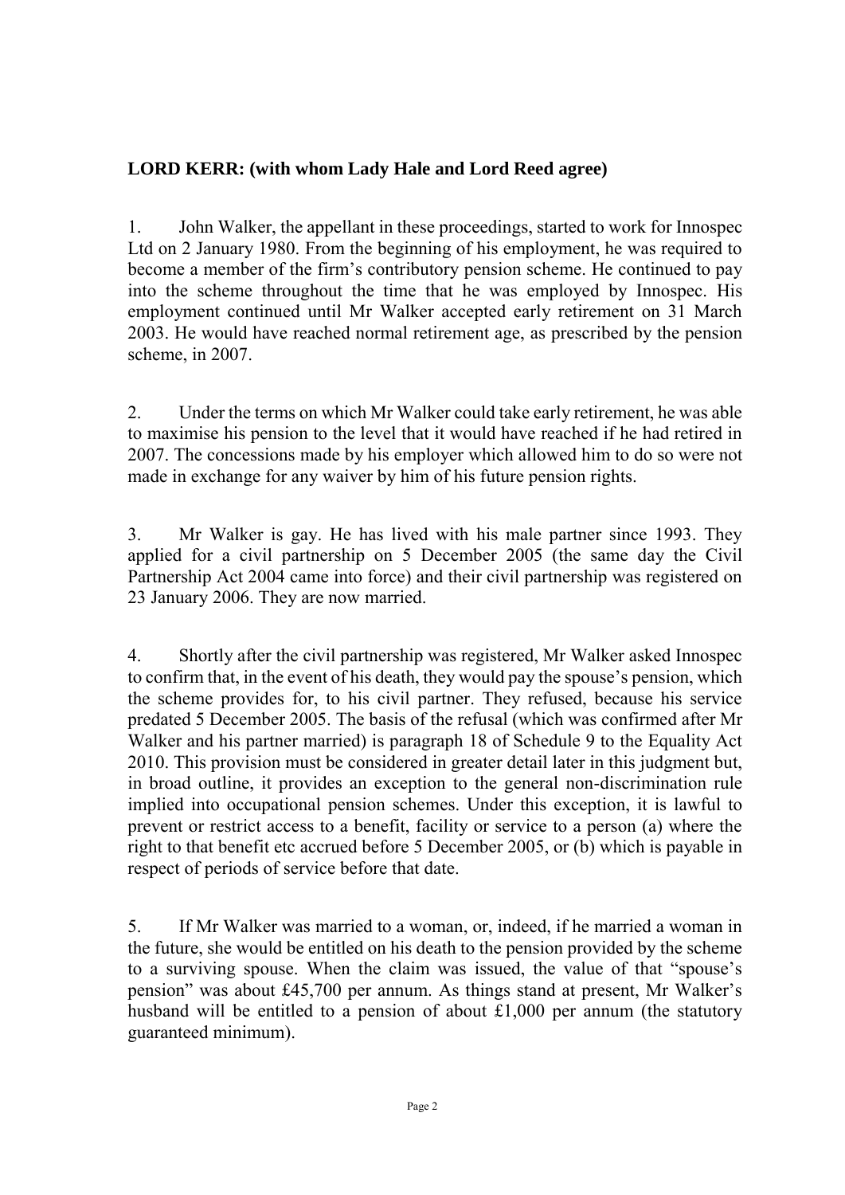**LORD KERR: (with whom Lady Hale and Lord Reed agree)**

1. John Walker, the appellant in these proceedings, started to work for Innospec Ltd on 2 January 1980. From the beginning of his employment, he was required to become a member of the firm's contributory pension scheme. He continued to pay into the scheme throughout the time that he was employed by Innospec. His employment continued until Mr Walker accepted early retirement on 31 March 2003. He would have reached normal retirement age, as prescribed by the pension scheme, in 2007.

2. Under the terms on which Mr Walker could take early retirement, he was able to maximise his pension to the level that it would have reached if he had retired in 2007. The concessions made by his employer which allowed him to do so were not made in exchange for any waiver by him of his future pension rights.

3. Mr Walker is gay. He has lived with his male partner since 1993. They applied for a civil partnership on 5 December 2005 (the same day the Civil Partnership Act 2004 came into force) and their civil partnership was registered on 23 January 2006. They are now married.

4. Shortly after the civil partnership was registered, Mr Walker asked Innospec to confirm that, in the event of his death, they would pay the spouse's pension, which the scheme provides for, to his civil partner. They refused, because his service predated 5 December 2005. The basis of the refusal (which was confirmed after Mr Walker and his partner married) is paragraph 18 of Schedule 9 to the Equality Act 2010. This provision must be considered in greater detail later in this judgment but, in broad outline, it provides an exception to the general non-discrimination rule implied into occupational pension schemes. Under this exception, it is lawful to prevent or restrict access to a benefit, facility or service to a person (a) where the right to that benefit etc accrued before 5 December 2005, or (b) which is payable in respect of periods of service before that date.

5. If Mr Walker was married to a woman, or, indeed, if he married a woman in the future, she would be entitled on his death to the pension provided by the scheme to a surviving spouse. When the claim was issued, the value of that "spouse's pension" was about £45,700 per annum. As things stand at present, Mr Walker's husband will be entitled to a pension of about £1,000 per annum (the statutory guaranteed minimum).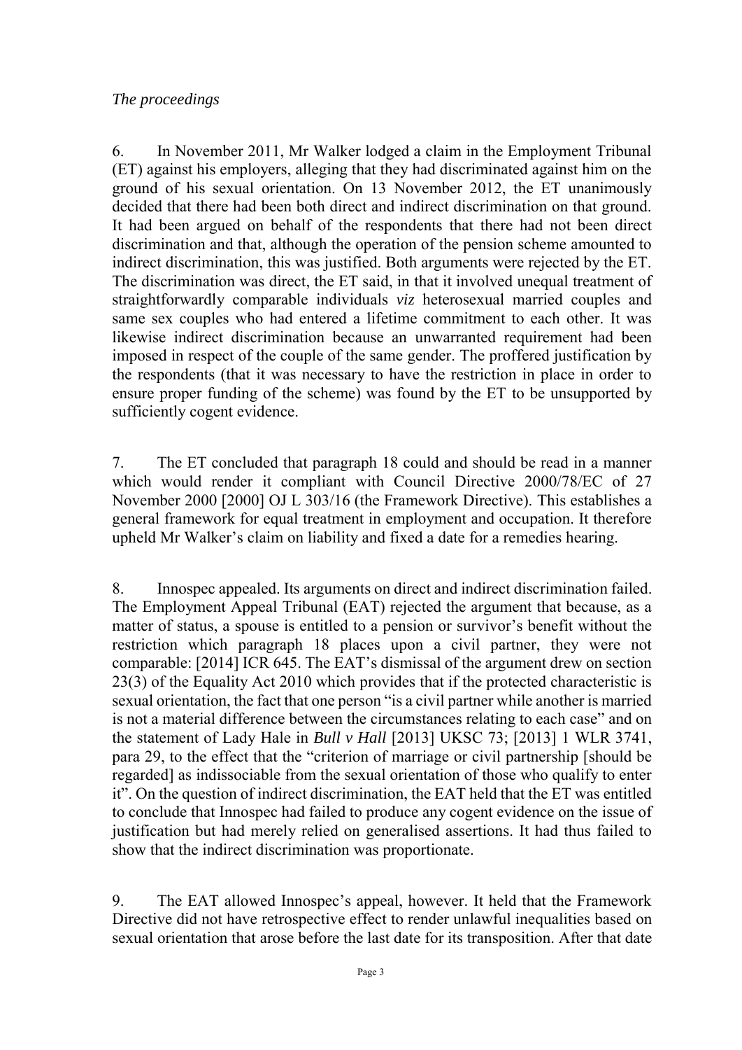*The proceedings*

6. In November 2011, Mr Walker lodged a claim in the Employment Tribunal (ET) against his employers, alleging that they had discriminated against him on the ground of his sexual orientation. On 13 November 2012, the ET unanimously decided that there had been both direct and indirect discrimination on that ground. It had been argued on behalf of the respondents that there had not been direct discrimination and that, although the operation of the pension scheme amounted to indirect discrimination, this was justified. Both arguments were rejected by the ET. The discrimination was direct, the ET said, in that it involved unequal treatment of straightforwardly comparable individuals *viz* heterosexual married couples and same sex couples who had entered a lifetime commitment to each other. It was likewise indirect discrimination because an unwarranted requirement had been imposed in respect of the couple of the same gender. The proffered justification by the respondents (that it was necessary to have the restriction in place in order to ensure proper funding of the scheme) was found by the ET to be unsupported by sufficiently cogent evidence.

7. The ET concluded that paragraph 18 could and should be read in a manner which would render it compliant with Council Directive 2000/78/EC of 27 November 2000 [2000] OJ L 303/16 (the Framework Directive). This establishes a general framework for equal treatment in employment and occupation. It therefore upheld Mr Walker's claim on liability and fixed a date for a remedies hearing.

8. Innospec appealed. Its arguments on direct and indirect discrimination failed. The Employment Appeal Tribunal (EAT) rejected the argument that because, as a matter of status, a spouse is entitled to a pension or survivor's benefit without the restriction which paragraph 18 places upon a civil partner, they were not comparable: [2014] ICR 645. The EAT's dismissal of the argument drew on section 23(3) of the Equality Act 2010 which provides that if the protected characteristic is sexual orientation, the fact that one person "is a civil partner while another is married is not a material difference between the circumstances relating to each case" and on the statement of Lady Hale in *Bull v Hall* [2013] UKSC 73; [2013] 1 WLR 3741, para 29, to the effect that the "criterion of marriage or civil partnership [should be regarded] as indissociable from the sexual orientation of those who qualify to enter it". On the question of indirect discrimination, the EAT held that the ET was entitled to conclude that Innospec had failed to produce any cogent evidence on the issue of justification but had merely relied on generalised assertions. It had thus failed to show that the indirect discrimination was proportionate.

9. The EAT allowed Innospec's appeal, however. It held that the Framework Directive did not have retrospective effect to render unlawful inequalities based on sexual orientation that arose before the last date for its transposition. After that date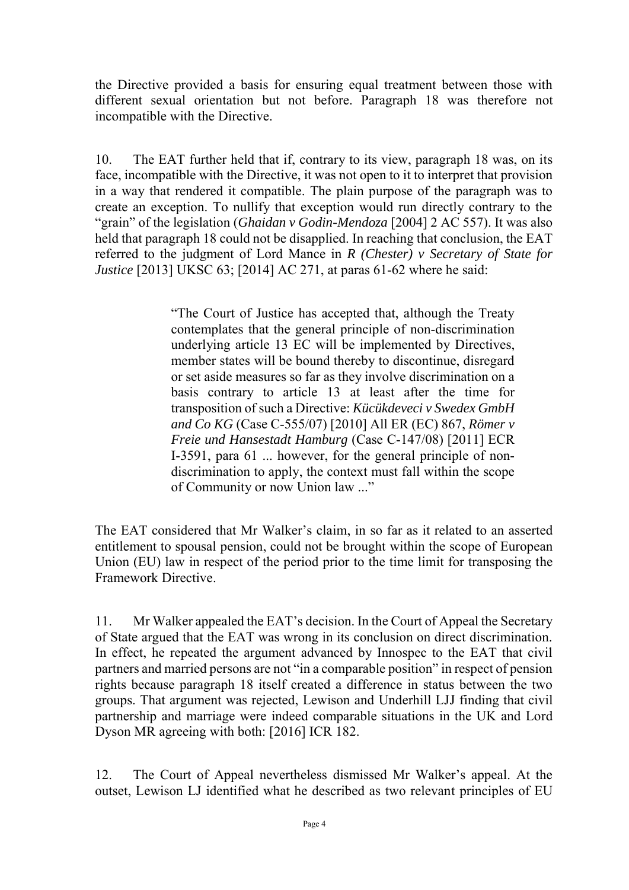the Directive provided a basis for ensuring equal treatment between those with different sexual orientation but not before. Paragraph 18 was therefore not incompatible with the Directive.

10. The EAT further held that if, contrary to its view, paragraph 18 was, on its face, incompatible with the Directive, it was not open to it to interpret that provision in a way that rendered it compatible. The plain purpose of the paragraph was to create an exception. To nullify that exception would run directly contrary to the "grain" of the legislation (*Ghaidan v Godin-Mendoza* [2004] 2 AC 557). It was also held that paragraph 18 could not be disapplied. In reaching that conclusion, the EAT referred to the judgment of Lord Mance in *R (Chester) v Secretary of State for Justice* [2013] UKSC 63; [2014] AC 271, at paras 61-62 where he said:

> "The Court of Justice has accepted that, although the Treaty contemplates that the general principle of non-discrimination underlying article 13 EC will be implemented by Directives, member states will be bound thereby to discontinue, disregard or set aside measures so far as they involve discrimination on a basis contrary to article 13 at least after the time for transposition of such a Directive: *Kücükdeveci v Swedex GmbH and Co KG* (Case C-555/07) [2010] All ER (EC) 867, *Römer v Freie und Hansestadt Hamburg* (Case C-147/08) [2011] ECR I-3591, para 61 ... however, for the general principle of non-discrimination to apply, the context must fall within the scope of Community or now Union law ..."

The EAT considered that Mr Walker's claim, in so far as it related to an asserted entitlement to spousal pension, could not be brought within the scope of European Union (EU) law in respect of the period prior to the time limit for transposing the Framework Directive.

11. Mr Walker appealed the EAT's decision. In the Court of Appeal the Secretary of State argued that the EAT was wrong in its conclusion on direct discrimination. In effect, he repeated the argument advanced by Innospec to the EAT that civil partners and married persons are not "in a comparable position" in respect of pension rights because paragraph 18 itself created a difference in status between the two groups. That argument was rejected, Lewison and Underhill LJJ finding that civil partnership and marriage were indeed comparable situations in the UK and Lord Dyson MR agreeing with both: [2016] ICR 182.

12. The Court of Appeal nevertheless dismissed Mr Walker's appeal. At the outset, Lewison LJ identified what he described as two relevant principles of EU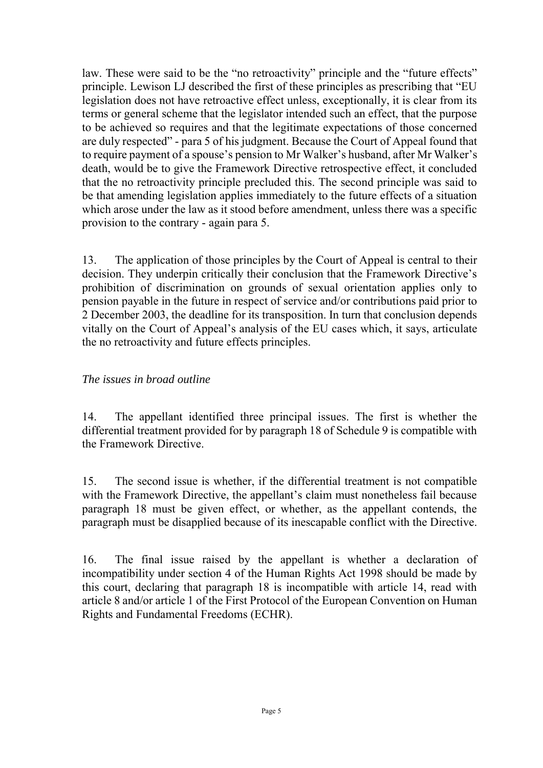law. These were said to be the "no retroactivity" principle and the "future effects" principle. Lewison LJ described the first of these principles as prescribing that "EU legislation does not have retroactive effect unless, exceptionally, it is clear from its terms or general scheme that the legislator intended such an effect, that the purpose to be achieved so requires and that the legitimate expectations of those concerned are duly respected" - para 5 of his judgment. Because the Court of Appeal found that to require payment of a spouse's pension to Mr Walker's husband, after Mr Walker's death, would be to give the Framework Directive retrospective effect, it concluded that the no retroactivity principle precluded this. The second principle was said to be that amending legislation applies immediately to the future effects of a situation which arose under the law as it stood before amendment, unless there was a specific provision to the contrary - again para 5.

13. The application of those principles by the Court of Appeal is central to their decision. They underpin critically their conclusion that the Framework Directive's prohibition of discrimination on grounds of sexual orientation applies only to pension payable in the future in respect of service and/or contributions paid prior to 2 December 2003, the deadline for its transposition. In turn that conclusion depends vitally on the Court of Appeal's analysis of the EU cases which, it says, articulate the no retroactivity and future effects principles.

*The issues in broad outline*

14. The appellant identified three principal issues. The first is whether the differential treatment provided for by paragraph 18 of Schedule 9 is compatible with the Framework Directive.

15. The second issue is whether, if the differential treatment is not compatible with the Framework Directive, the appellant's claim must nonetheless fail because paragraph 18 must be given effect, or whether, as the appellant contends, the paragraph must be disapplied because of its inescapable conflict with the Directive.

16. The final issue raised by the appellant is whether a declaration of incompatibility under section 4 of the Human Rights Act 1998 should be made by this court, declaring that paragraph 18 is incompatible with article 14, read with article 8 and/or article 1 of the First Protocol of the European Convention on Human Rights and Fundamental Freedoms (ECHR).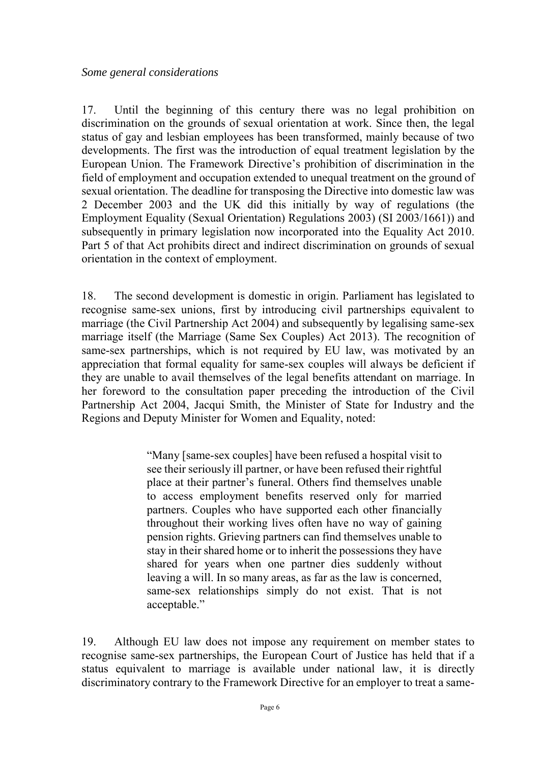*Some general considerations*

17. Until the beginning of this century there was no legal prohibition on discrimination on the grounds of sexual orientation at work. Since then, the legal status of gay and lesbian employees has been transformed, mainly because of two developments. The first was the introduction of equal treatment legislation by the European Union. The Framework Directive's prohibition of discrimination in the field of employment and occupation extended to unequal treatment on the ground of sexual orientation. The deadline for transposing the Directive into domestic law was 2 December 2003 and the UK did this initially by way of regulations (the Employment Equality (Sexual Orientation) Regulations 2003) (SI 2003/1661)) and subsequently in primary legislation now incorporated into the Equality Act 2010. Part 5 of that Act prohibits direct and indirect discrimination on grounds of sexual orientation in the context of employment.

18. The second development is domestic in origin. Parliament has legislated to recognise same-sex unions, first by introducing civil partnerships equivalent to marriage (the Civil Partnership Act 2004) and subsequently by legalising same-sex marriage itself (the Marriage (Same Sex Couples) Act 2013). The recognition of same-sex partnerships, which is not required by EU law, was motivated by an appreciation that formal equality for same-sex couples will always be deficient if they are unable to avail themselves of the legal benefits attendant on marriage. In her foreword to the consultation paper preceding the introduction of the Civil Partnership Act 2004, Jacqui Smith, the Minister of State for Industry and the Regions and Deputy Minister for Women and Equality, noted:

> "Many [same-sex couples] have been refused a hospital visit to see their seriously ill partner, or have been refused their rightful place at their partner's funeral. Others find themselves unable to access employment benefits reserved only for married partners. Couples who have supported each other financially throughout their working lives often have no way of gaining pension rights. Grieving partners can find themselves unable to stay in their shared home or to inherit the possessions they have shared for years when one partner dies suddenly without leaving a will. In so many areas, as far as the law is concerned, same-sex relationships simply do not exist. That is not acceptable."

19. Although EU law does not impose any requirement on member states to recognise same-sex partnerships, the European Court of Justice has held that if a status equivalent to marriage is available under national law, it is directly discriminatory contrary to the Framework Directive for an employer to treat a same-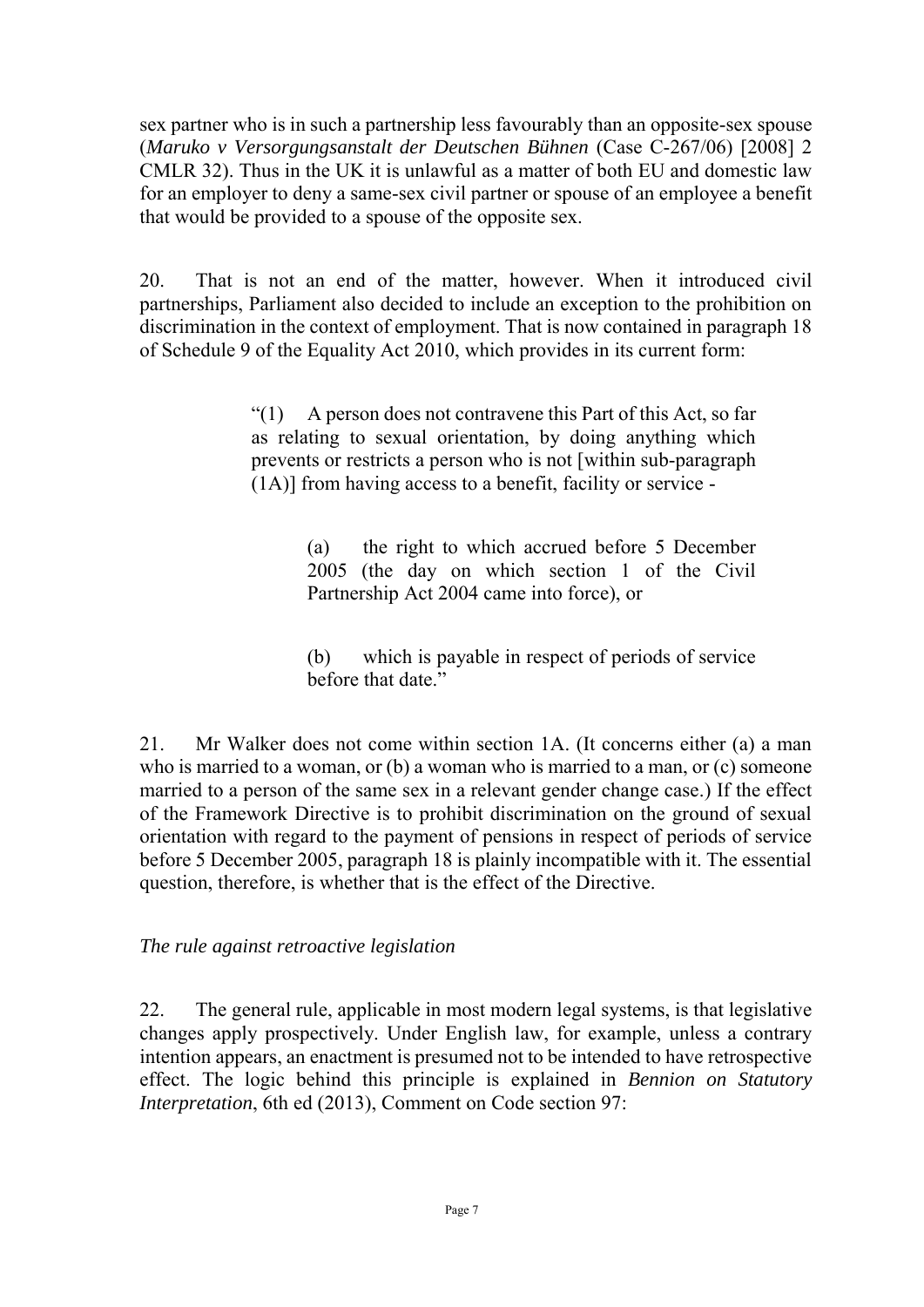sex partner who is in such a partnership less favourably than an opposite-sex spouse (*Maruko v Versorgungsanstalt der Deutschen Bühnen* (Case C-267/06) [2008] 2 CMLR 32). Thus in the UK it is unlawful as a matter of both EU and domestic law for an employer to deny a same-sex civil partner or spouse of an employee a benefit that would be provided to a spouse of the opposite sex.

20. That is not an end of the matter, however. When it introduced civil partnerships, Parliament also decided to include an exception to the prohibition on discrimination in the context of employment. That is now contained in paragraph 18 of Schedule 9 of the Equality Act 2010, which provides in its current form:

> "(1) A person does not contravene this Part of this Act, so far as relating to sexual orientation, by doing anything which prevents or restricts a person who is not [within sub-paragraph (1A)] from having access to a benefit, facility or service -
>
> > (a) the right to which accrued before 5 December 2005 (the day on which section 1 of the Civil Partnership Act 2004 came into force), or
> >
> > (b) which is payable in respect of periods of service before that date."

21. Mr Walker does not come within section 1A. (It concerns either (a) a man who is married to a woman, or (b) a woman who is married to a man, or (c) someone married to a person of the same sex in a relevant gender change case.) If the effect of the Framework Directive is to prohibit discrimination on the ground of sexual orientation with regard to the payment of pensions in respect of periods of service before 5 December 2005, paragraph 18 is plainly incompatible with it. The essential question, therefore, is whether that is the effect of the Directive.

*The rule against retroactive legislation*

22. The general rule, applicable in most modern legal systems, is that legislative changes apply prospectively. Under English law, for example, unless a contrary intention appears, an enactment is presumed not to be intended to have retrospective effect. The logic behind this principle is explained in *Bennion on Statutory Interpretation*, 6th ed (2013), Comment on Code section 97: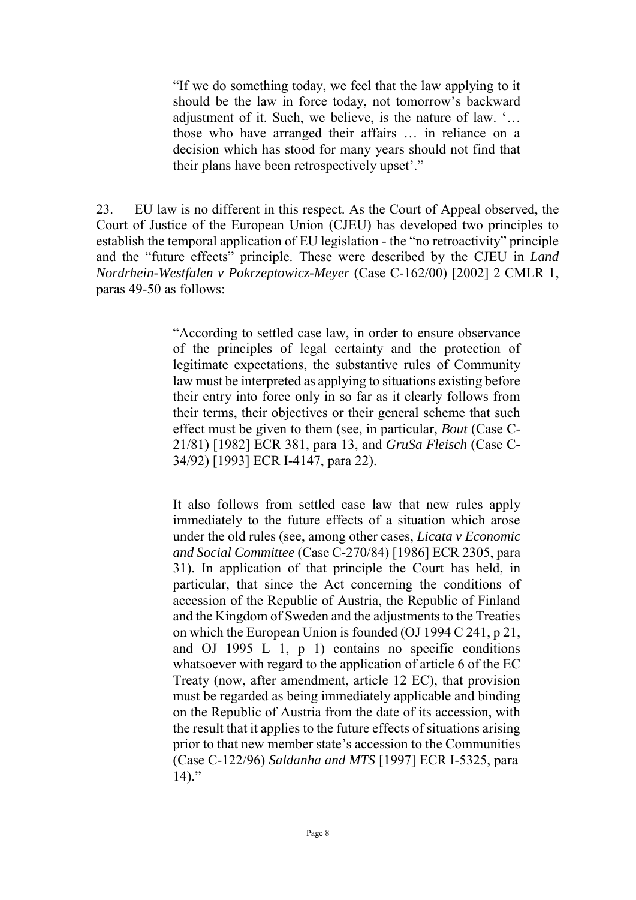> "If we do something today, we feel that the law applying to it should be the law in force today, not tomorrow's backward adjustment of it. Such, we believe, is the nature of law. '… those who have arranged their affairs … in reliance on a decision which has stood for many years should not find that their plans have been retrospectively upset'."

23. EU law is no different in this respect. As the Court of Appeal observed, the Court of Justice of the European Union (CJEU) has developed two principles to establish the temporal application of EU legislation - the "no retroactivity" principle and the "future effects" principle. These were described by the CJEU in *Land Nordrhein-Westfalen v Pokrzeptowicz-Meyer* (Case C-162/00) [2002] 2 CMLR 1, paras 49-50 as follows:

> "According to settled case law, in order to ensure observance of the principles of legal certainty and the protection of legitimate expectations, the substantive rules of Community law must be interpreted as applying to situations existing before their entry into force only in so far as it clearly follows from their terms, their objectives or their general scheme that such effect must be given to them (see, in particular, *Bout* (Case C-21/81) [1982] ECR 381, para 13, and *GruSa Fleisch* (Case C-34/92) [1993] ECR I-4147, para 22).
>
> It also follows from settled case law that new rules apply immediately to the future effects of a situation which arose under the old rules (see, among other cases, *Licata v Economic and Social Committee* (Case C-270/84) [1986] ECR 2305, para 31). In application of that principle the Court has held, in particular, that since the Act concerning the conditions of accession of the Republic of Austria, the Republic of Finland and the Kingdom of Sweden and the adjustments to the Treaties on which the European Union is founded (OJ 1994 C 241, p 21, and OJ 1995 L 1, p 1) contains no specific conditions whatsoever with regard to the application of article 6 of the EC Treaty (now, after amendment, article 12 EC), that provision must be regarded as being immediately applicable and binding on the Republic of Austria from the date of its accession, with the result that it applies to the future effects of situations arising prior to that new member state's accession to the Communities (Case C-122/96) *Saldanha and MTS* [1997] ECR I-5325, para 14)."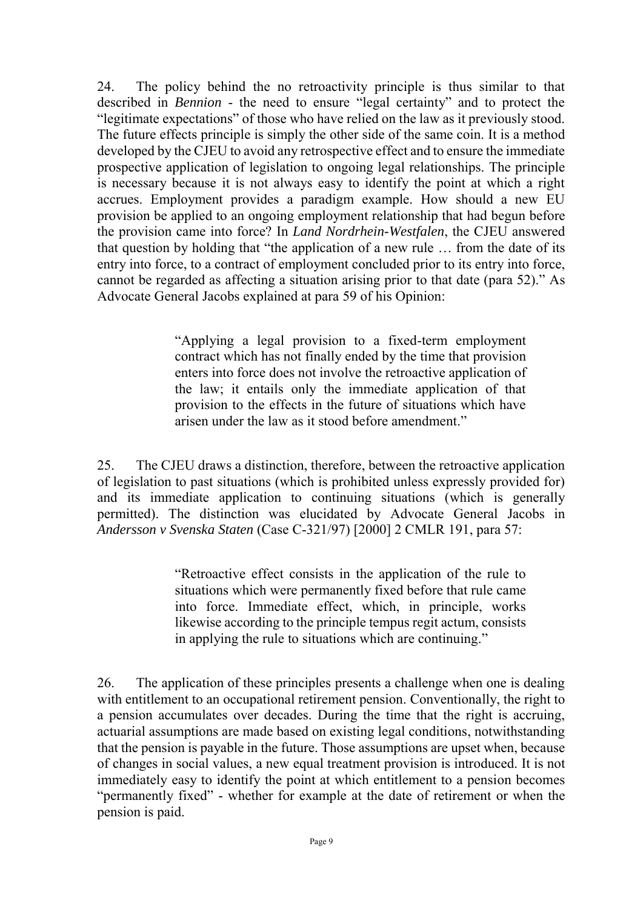24. The policy behind the no retroactivity principle is thus similar to that described in *Bennion* - the need to ensure "legal certainty" and to protect the "legitimate expectations" of those who have relied on the law as it previously stood. The future effects principle is simply the other side of the same coin. It is a method developed by the CJEU to avoid any retrospective effect and to ensure the immediate prospective application of legislation to ongoing legal relationships. The principle is necessary because it is not always easy to identify the point at which a right accrues. Employment provides a paradigm example. How should a new EU provision be applied to an ongoing employment relationship that had begun before the provision came into force? In *Land Nordrhein-Westfalen*, the CJEU answered that question by holding that "the application of a new rule … from the date of its entry into force, to a contract of employment concluded prior to its entry into force, cannot be regarded as affecting a situation arising prior to that date (para 52)." As Advocate General Jacobs explained at para 59 of his Opinion:

> "Applying a legal provision to a fixed-term employment contract which has not finally ended by the time that provision enters into force does not involve the retroactive application of the law; it entails only the immediate application of that provision to the effects in the future of situations which have arisen under the law as it stood before amendment."

25. The CJEU draws a distinction, therefore, between the retroactive application of legislation to past situations (which is prohibited unless expressly provided for) and its immediate application to continuing situations (which is generally permitted). The distinction was elucidated by Advocate General Jacobs in *Andersson v Svenska Staten* (Case C-321/97) [2000] 2 CMLR 191, para 57:

> "Retroactive effect consists in the application of the rule to situations which were permanently fixed before that rule came into force. Immediate effect, which, in principle, works likewise according to the principle tempus regit actum, consists in applying the rule to situations which are continuing."

26. The application of these principles presents a challenge when one is dealing with entitlement to an occupational retirement pension. Conventionally, the right to a pension accumulates over decades. During the time that the right is accruing, actuarial assumptions are made based on existing legal conditions, notwithstanding that the pension is payable in the future. Those assumptions are upset when, because of changes in social values, a new equal treatment provision is introduced. It is not immediately easy to identify the point at which entitlement to a pension becomes "permanently fixed" - whether for example at the date of retirement or when the pension is paid.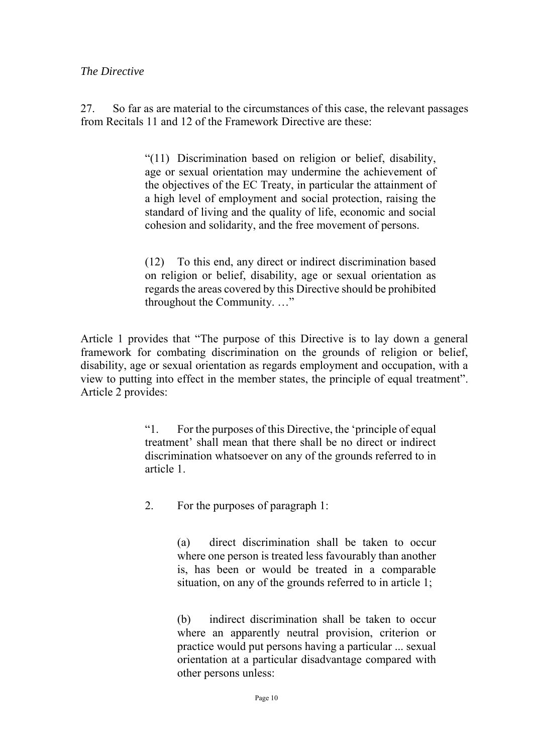*The Directive*

27. So far as are material to the circumstances of this case, the relevant passages from Recitals 11 and 12 of the Framework Directive are these:

> "(11) Discrimination based on religion or belief, disability, age or sexual orientation may undermine the achievement of the objectives of the EC Treaty, in particular the attainment of a high level of employment and social protection, raising the standard of living and the quality of life, economic and social cohesion and solidarity, and the free movement of persons.
>
> (12) To this end, any direct or indirect discrimination based on religion or belief, disability, age or sexual orientation as regards the areas covered by this Directive should be prohibited throughout the Community. …"

Article 1 provides that "The purpose of this Directive is to lay down a general framework for combating discrimination on the grounds of religion or belief, disability, age or sexual orientation as regards employment and occupation, with a view to putting into effect in the member states, the principle of equal treatment". Article 2 provides:

> "1. For the purposes of this Directive, the 'principle of equal treatment' shall mean that there shall be no direct or indirect discrimination whatsoever on any of the grounds referred to in article 1.
>
> 2. For the purposes of paragraph 1:
>
> > (a) direct discrimination shall be taken to occur where one person is treated less favourably than another is, has been or would be treated in a comparable situation, on any of the grounds referred to in article 1;
> >
> > (b) indirect discrimination shall be taken to occur where an apparently neutral provision, criterion or practice would put persons having a particular ... sexual orientation at a particular disadvantage compared with other persons unless: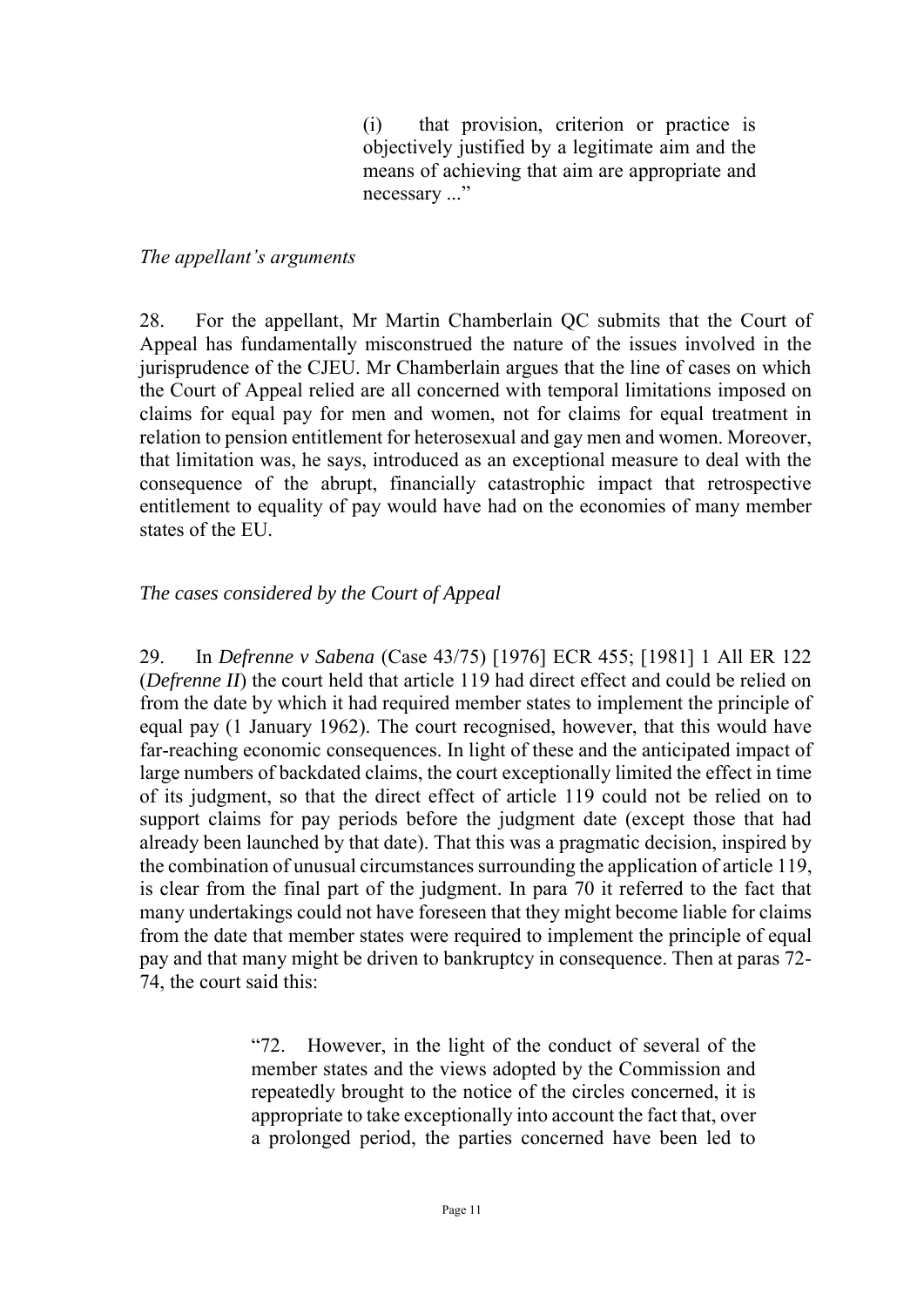> (i) that provision, criterion or practice is objectively justified by a legitimate aim and the means of achieving that aim are appropriate and necessary ..."

*The appellant's arguments*

28. For the appellant, Mr Martin Chamberlain QC submits that the Court of Appeal has fundamentally misconstrued the nature of the issues involved in the jurisprudence of the CJEU. Mr Chamberlain argues that the line of cases on which the Court of Appeal relied are all concerned with temporal limitations imposed on claims for equal pay for men and women, not for claims for equal treatment in relation to pension entitlement for heterosexual and gay men and women. Moreover, that limitation was, he says, introduced as an exceptional measure to deal with the consequence of the abrupt, financially catastrophic impact that retrospective entitlement to equality of pay would have had on the economies of many member states of the EU.

*The cases considered by the Court of Appeal*

29. In *Defrenne v Sabena* (Case 43/75) [1976] ECR 455; [1981] 1 All ER 122 (*Defrenne II*) the court held that article 119 had direct effect and could be relied on from the date by which it had required member states to implement the principle of equal pay (1 January 1962). The court recognised, however, that this would have far-reaching economic consequences. In light of these and the anticipated impact of large numbers of backdated claims, the court exceptionally limited the effect in time of its judgment, so that the direct effect of article 119 could not be relied on to support claims for pay periods before the judgment date (except those that had already been launched by that date). That this was a pragmatic decision, inspired by the combination of unusual circumstances surrounding the application of article 119, is clear from the final part of the judgment. In para 70 it referred to the fact that many undertakings could not have foreseen that they might become liable for claims from the date that member states were required to implement the principle of equal pay and that many might be driven to bankruptcy in consequence. Then at paras 72-74, the court said this:

> "72. However, in the light of the conduct of several of the member states and the views adopted by the Commission and repeatedly brought to the notice of the circles concerned, it is appropriate to take exceptionally into account the fact that, over a prolonged period, the parties concerned have been led to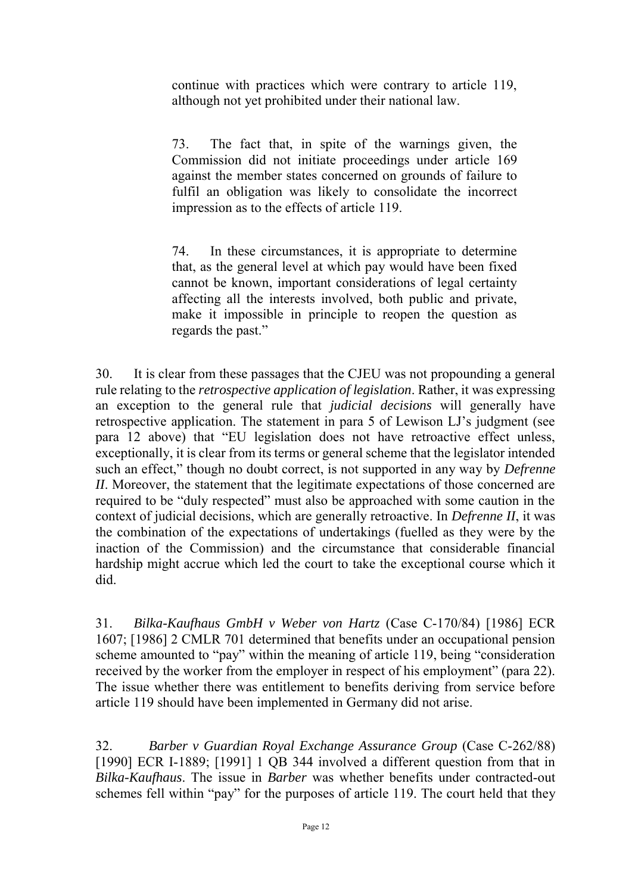> continue with practices which were contrary to article 119, although not yet prohibited under their national law.
>
> 73. The fact that, in spite of the warnings given, the Commission did not initiate proceedings under article 169 against the member states concerned on grounds of failure to fulfil an obligation was likely to consolidate the incorrect impression as to the effects of article 119.
>
> 74. In these circumstances, it is appropriate to determine that, as the general level at which pay would have been fixed cannot be known, important considerations of legal certainty affecting all the interests involved, both public and private, make it impossible in principle to reopen the question as regards the past."

30. It is clear from these passages that the CJEU was not propounding a general rule relating to the *retrospective application of legislation*. Rather, it was expressing an exception to the general rule that *judicial decisions* will generally have retrospective application. The statement in para 5 of Lewison LJ's judgment (see para 12 above) that "EU legislation does not have retroactive effect unless, exceptionally, it is clear from its terms or general scheme that the legislator intended such an effect," though no doubt correct, is not supported in any way by *Defrenne II*. Moreover, the statement that the legitimate expectations of those concerned are required to be "duly respected" must also be approached with some caution in the context of judicial decisions, which are generally retroactive. In *Defrenne II*, it was the combination of the expectations of undertakings (fuelled as they were by the inaction of the Commission) and the circumstance that considerable financial hardship might accrue which led the court to take the exceptional course which it did.

31. *Bilka-Kaufhaus GmbH v Weber von Hartz* (Case C-170/84) [1986] ECR 1607; [1986] 2 CMLR 701 determined that benefits under an occupational pension scheme amounted to "pay" within the meaning of article 119, being "consideration received by the worker from the employer in respect of his employment" (para 22). The issue whether there was entitlement to benefits deriving from service before article 119 should have been implemented in Germany did not arise.

32. *Barber v Guardian Royal Exchange Assurance Group* (Case C-262/88) [1990] ECR I-1889; [1991] 1 QB 344 involved a different question from that in *Bilka-Kaufhaus*. The issue in *Barber* was whether benefits under contracted-out schemes fell within "pay" for the purposes of article 119. The court held that they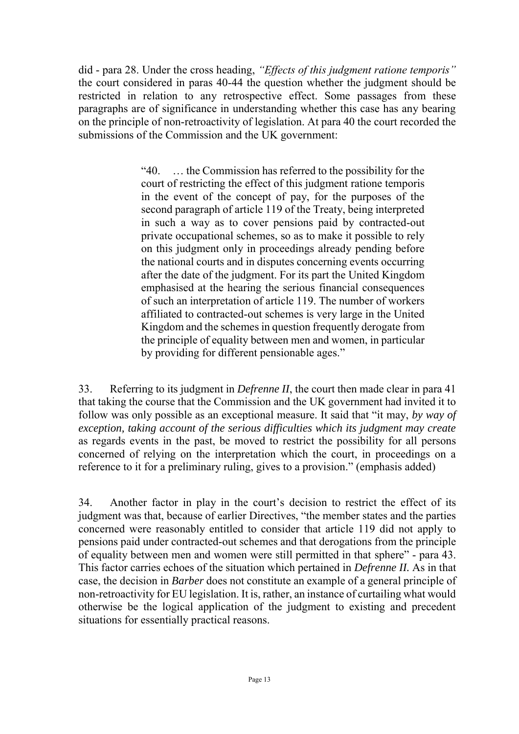did - para 28. Under the cross heading, *"Effects of this judgment ratione temporis"* the court considered in paras 40-44 the question whether the judgment should be restricted in relation to any retrospective effect. Some passages from these paragraphs are of significance in understanding whether this case has any bearing on the principle of non-retroactivity of legislation. At para 40 the court recorded the submissions of the Commission and the UK government:

> "40. … the Commission has referred to the possibility for the court of restricting the effect of this judgment ratione temporis in the event of the concept of pay, for the purposes of the second paragraph of article 119 of the Treaty, being interpreted in such a way as to cover pensions paid by contracted-out private occupational schemes, so as to make it possible to rely on this judgment only in proceedings already pending before the national courts and in disputes concerning events occurring after the date of the judgment. For its part the United Kingdom emphasised at the hearing the serious financial consequences of such an interpretation of article 119. The number of workers affiliated to contracted-out schemes is very large in the United Kingdom and the schemes in question frequently derogate from the principle of equality between men and women, in particular by providing for different pensionable ages."

33. Referring to its judgment in *Defrenne II*, the court then made clear in para 41 that taking the course that the Commission and the UK government had invited it to follow was only possible as an exceptional measure. It said that "it may, *by way of exception, taking account of the serious difficulties which its judgment may create* as regards events in the past, be moved to restrict the possibility for all persons concerned of relying on the interpretation which the court, in proceedings on a reference to it for a preliminary ruling, gives to a provision." (emphasis added)

34. Another factor in play in the court's decision to restrict the effect of its judgment was that, because of earlier Directives, "the member states and the parties concerned were reasonably entitled to consider that article 119 did not apply to pensions paid under contracted-out schemes and that derogations from the principle of equality between men and women were still permitted in that sphere" - para 43. This factor carries echoes of the situation which pertained in *Defrenne II.* As in that case, the decision in *Barber* does not constitute an example of a general principle of non-retroactivity for EU legislation. It is, rather, an instance of curtailing what would otherwise be the logical application of the judgment to existing and precedent situations for essentially practical reasons.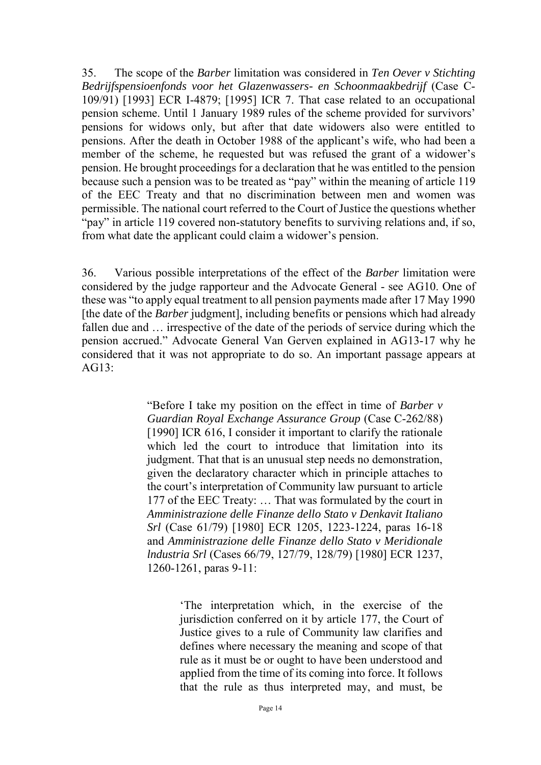35. The scope of the *Barber* limitation was considered in *Ten Oever v Stichting Bedrijfspensioenfonds voor het Glazenwassers- en Schoonmaakbedrijf* (Case C-109/91) [1993] ECR I-4879; [1995] ICR 7. That case related to an occupational pension scheme. Until 1 January 1989 rules of the scheme provided for survivors' pensions for widows only, but after that date widowers also were entitled to pensions. After the death in October 1988 of the applicant's wife, who had been a member of the scheme, he requested but was refused the grant of a widower's pension. He brought proceedings for a declaration that he was entitled to the pension because such a pension was to be treated as "pay" within the meaning of article 119 of the EEC Treaty and that no discrimination between men and women was permissible. The national court referred to the Court of Justice the questions whether "pay" in article 119 covered non-statutory benefits to surviving relations and, if so, from what date the applicant could claim a widower's pension.

36. Various possible interpretations of the effect of the *Barber* limitation were considered by the judge rapporteur and the Advocate General - see AG10. One of these was "to apply equal treatment to all pension payments made after 17 May 1990 [the date of the *Barber* judgment], including benefits or pensions which had already fallen due and … irrespective of the date of the periods of service during which the pension accrued." Advocate General Van Gerven explained in AG13-17 why he considered that it was not appropriate to do so. An important passage appears at AG13:

> "Before I take my position on the effect in time of *Barber v Guardian Royal Exchange Assurance Group* (Case C-262/88) [1990] ICR 616, I consider it important to clarify the rationale which led the court to introduce that limitation into its judgment. That that is an unusual step needs no demonstration, given the declaratory character which in principle attaches to the court's interpretation of Community law pursuant to article 177 of the EEC Treaty: … That was formulated by the court in *Amministrazione delle Finanze dello Stato v Denkavit Italiano Srl* (Case 61/79) [1980] ECR 1205, 1223-1224, paras 16-18 and *Amministrazione delle Finanze dello Stato v Meridionale lndustria Srl* (Cases 66/79, 127/79, 128/79) [1980] ECR 1237, 1260-1261, paras 9-11:
>
> > 'The interpretation which, in the exercise of the jurisdiction conferred on it by article 177, the Court of Justice gives to a rule of Community law clarifies and defines where necessary the meaning and scope of that rule as it must be or ought to have been understood and applied from the time of its coming into force. It follows that the rule as thus interpreted may, and must, be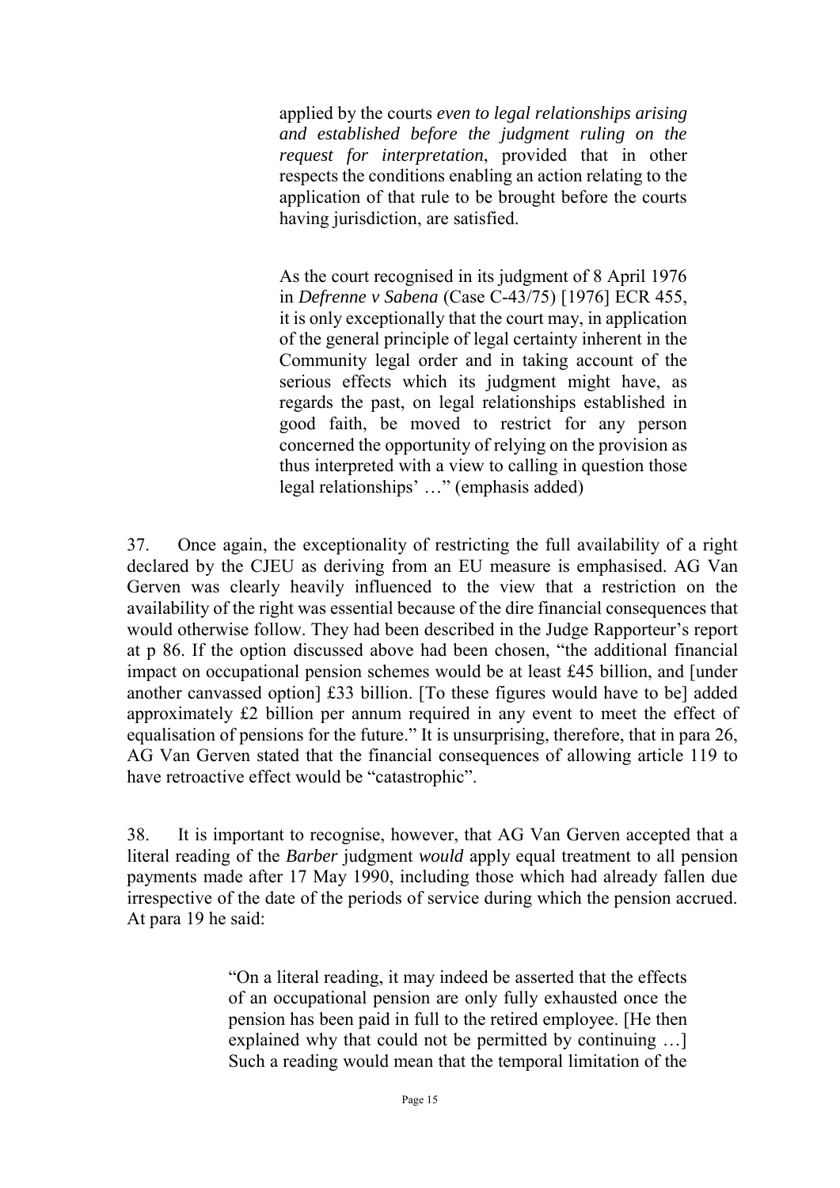> applied by the courts *even to legal relationships arising and established before the judgment ruling on the request for interpretation*, provided that in other respects the conditions enabling an action relating to the application of that rule to be brought before the courts having jurisdiction, are satisfied.
>
> As the court recognised in its judgment of 8 April 1976 in *Defrenne v Sabena* (Case C-43/75) [1976] ECR 455, it is only exceptionally that the court may, in application of the general principle of legal certainty inherent in the Community legal order and in taking account of the serious effects which its judgment might have, as regards the past, on legal relationships established in good faith, be moved to restrict for any person concerned the opportunity of relying on the provision as thus interpreted with a view to calling in question those legal relationships' …" (emphasis added)

37. Once again, the exceptionality of restricting the full availability of a right declared by the CJEU as deriving from an EU measure is emphasised. AG Van Gerven was clearly heavily influenced to the view that a restriction on the availability of the right was essential because of the dire financial consequences that would otherwise follow. They had been described in the Judge Rapporteur's report at p 86. If the option discussed above had been chosen, "the additional financial impact on occupational pension schemes would be at least £45 billion, and [under another canvassed option] £33 billion. [To these figures would have to be] added approximately £2 billion per annum required in any event to meet the effect of equalisation of pensions for the future." It is unsurprising, therefore, that in para 26, AG Van Gerven stated that the financial consequences of allowing article 119 to have retroactive effect would be "catastrophic".

38. It is important to recognise, however, that AG Van Gerven accepted that a literal reading of the *Barber* judgment *would* apply equal treatment to all pension payments made after 17 May 1990, including those which had already fallen due irrespective of the date of the periods of service during which the pension accrued. At para 19 he said:

> "On a literal reading, it may indeed be asserted that the effects of an occupational pension are only fully exhausted once the pension has been paid in full to the retired employee. [He then explained why that could not be permitted by continuing …] Such a reading would mean that the temporal limitation of the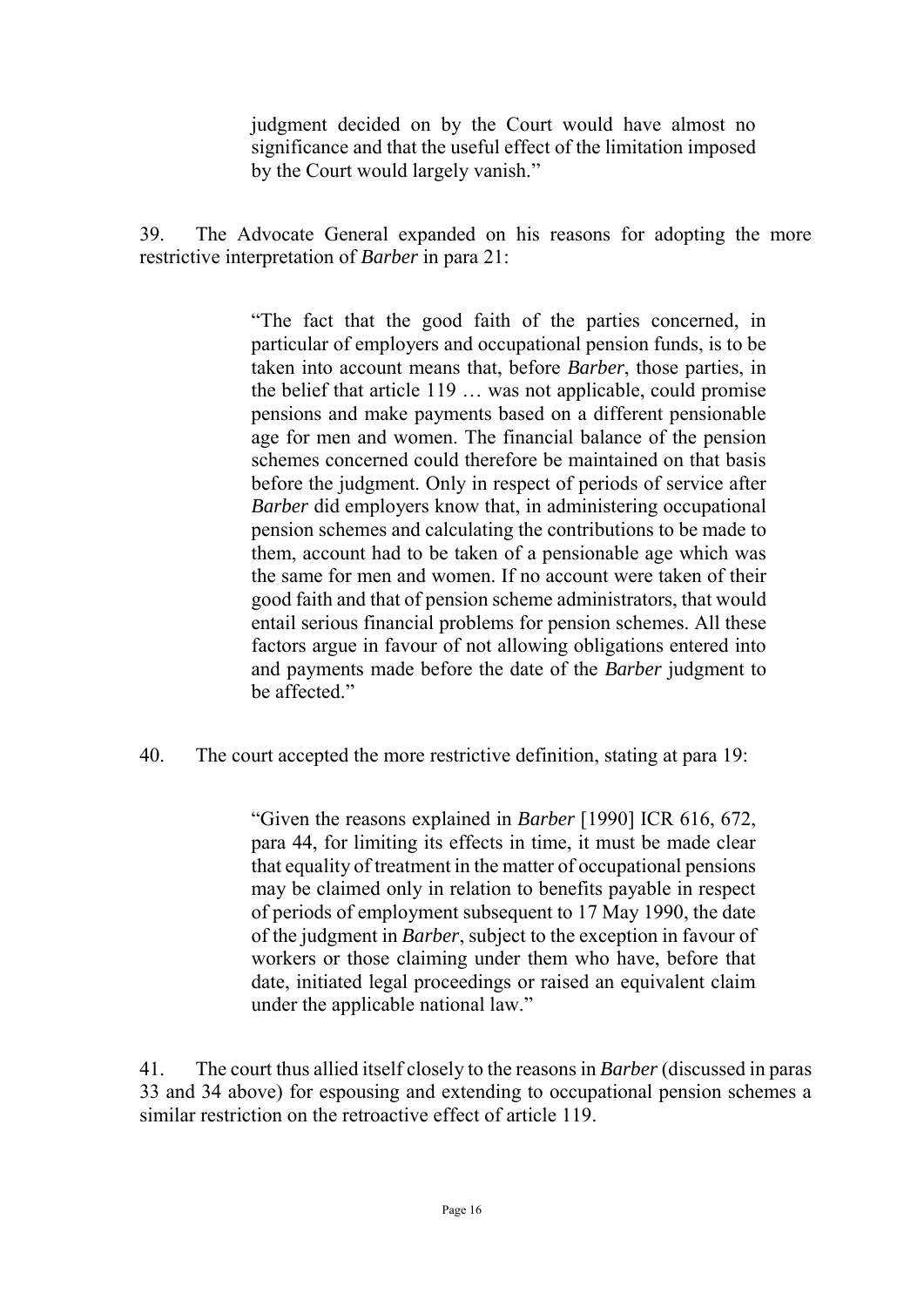> judgment decided on by the Court would have almost no significance and that the useful effect of the limitation imposed by the Court would largely vanish."

39. The Advocate General expanded on his reasons for adopting the more restrictive interpretation of *Barber* in para 21:

> "The fact that the good faith of the parties concerned, in particular of employers and occupational pension funds, is to be taken into account means that, before *Barber*, those parties, in the belief that article 119 … was not applicable, could promise pensions and make payments based on a different pensionable age for men and women. The financial balance of the pension schemes concerned could therefore be maintained on that basis before the judgment. Only in respect of periods of service after *Barber* did employers know that, in administering occupational pension schemes and calculating the contributions to be made to them, account had to be taken of a pensionable age which was the same for men and women. If no account were taken of their good faith and that of pension scheme administrators, that would entail serious financial problems for pension schemes. All these factors argue in favour of not allowing obligations entered into and payments made before the date of the *Barber* judgment to be affected."

40. The court accepted the more restrictive definition, stating at para 19:

> "Given the reasons explained in *Barber* [1990] ICR 616, 672, para 44, for limiting its effects in time, it must be made clear that equality of treatment in the matter of occupational pensions may be claimed only in relation to benefits payable in respect of periods of employment subsequent to 17 May 1990, the date of the judgment in *Barber*, subject to the exception in favour of workers or those claiming under them who have, before that date, initiated legal proceedings or raised an equivalent claim under the applicable national law."

41. The court thus allied itself closely to the reasons in *Barber* (discussed in paras 33 and 34 above) for espousing and extending to occupational pension schemes a similar restriction on the retroactive effect of article 119.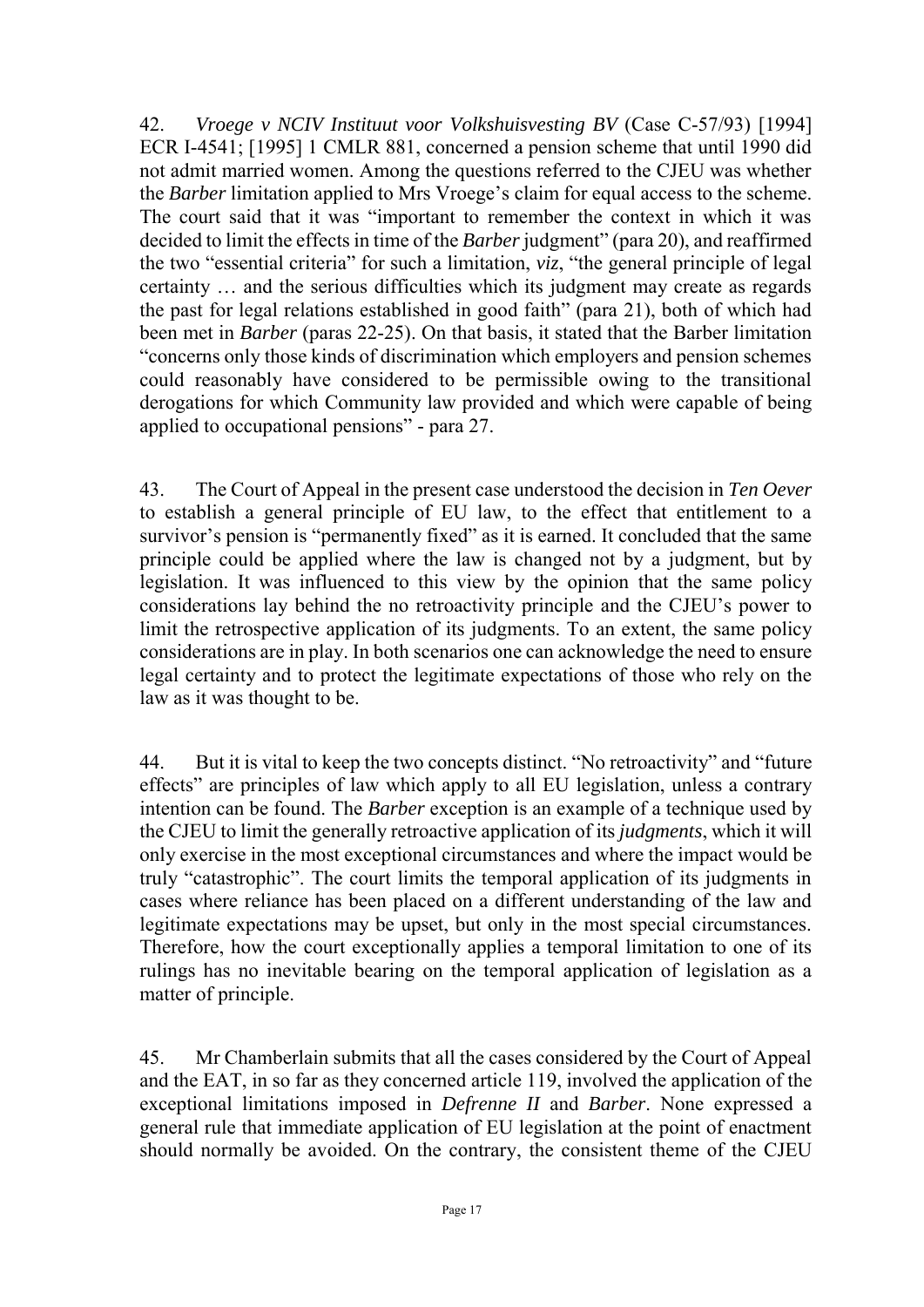42. *Vroege v NCIV Instituut voor Volkshuisvesting BV* (Case C-57/93) [1994] ECR I-4541; [1995] 1 CMLR 881, concerned a pension scheme that until 1990 did not admit married women. Among the questions referred to the CJEU was whether the *Barber* limitation applied to Mrs Vroege's claim for equal access to the scheme. The court said that it was "important to remember the context in which it was decided to limit the effects in time of the *Barber* judgment" (para 20), and reaffirmed the two "essential criteria" for such a limitation, *viz*, "the general principle of legal certainty … and the serious difficulties which its judgment may create as regards the past for legal relations established in good faith" (para 21), both of which had been met in *Barber* (paras 22-25). On that basis, it stated that the Barber limitation "concerns only those kinds of discrimination which employers and pension schemes could reasonably have considered to be permissible owing to the transitional derogations for which Community law provided and which were capable of being applied to occupational pensions" - para 27.

43. The Court of Appeal in the present case understood the decision in *Ten Oever* to establish a general principle of EU law, to the effect that entitlement to a survivor's pension is "permanently fixed" as it is earned. It concluded that the same principle could be applied where the law is changed not by a judgment, but by legislation. It was influenced to this view by the opinion that the same policy considerations lay behind the no retroactivity principle and the CJEU's power to limit the retrospective application of its judgments. To an extent, the same policy considerations are in play. In both scenarios one can acknowledge the need to ensure legal certainty and to protect the legitimate expectations of those who rely on the law as it was thought to be.

44. But it is vital to keep the two concepts distinct. "No retroactivity" and "future effects" are principles of law which apply to all EU legislation, unless a contrary intention can be found. The *Barber* exception is an example of a technique used by the CJEU to limit the generally retroactive application of its *judgments*, which it will only exercise in the most exceptional circumstances and where the impact would be truly "catastrophic". The court limits the temporal application of its judgments in cases where reliance has been placed on a different understanding of the law and legitimate expectations may be upset, but only in the most special circumstances. Therefore, how the court exceptionally applies a temporal limitation to one of its rulings has no inevitable bearing on the temporal application of legislation as a matter of principle.

45. Mr Chamberlain submits that all the cases considered by the Court of Appeal and the EAT, in so far as they concerned article 119, involved the application of the exceptional limitations imposed in *Defrenne II* and *Barber*. None expressed a general rule that immediate application of EU legislation at the point of enactment should normally be avoided. On the contrary, the consistent theme of the CJEU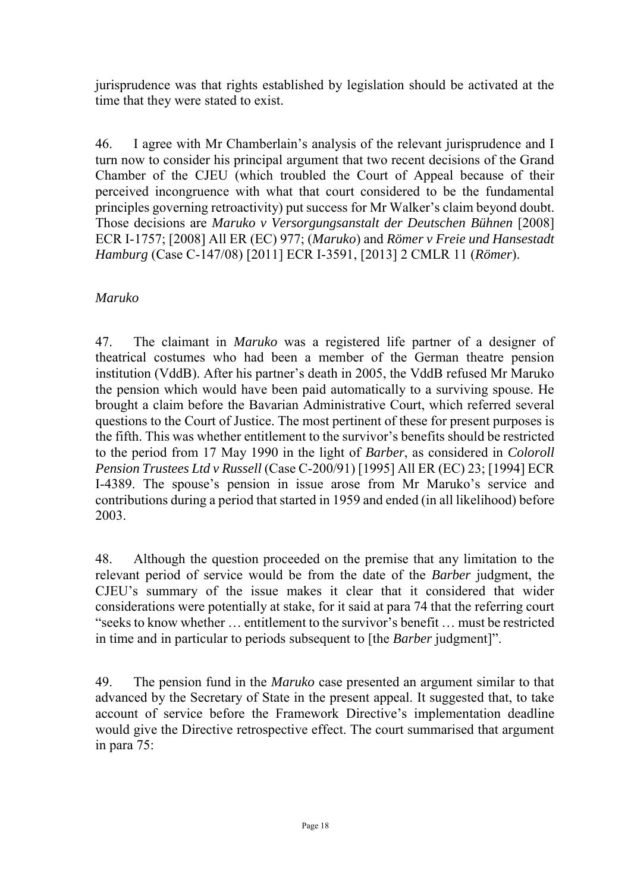jurisprudence was that rights established by legislation should be activated at the time that they were stated to exist.

46. I agree with Mr Chamberlain's analysis of the relevant jurisprudence and I turn now to consider his principal argument that two recent decisions of the Grand Chamber of the CJEU (which troubled the Court of Appeal because of their perceived incongruence with what that court considered to be the fundamental principles governing retroactivity) put success for Mr Walker's claim beyond doubt. Those decisions are *Maruko v Versorgungsanstalt der Deutschen Bühnen* [2008] ECR I-1757; [2008] All ER (EC) 977; (*Maruko*) and *Römer v Freie und Hansestadt Hamburg* (Case C-147/08) [2011] ECR I-3591, [2013] 2 CMLR 11 (*Römer*).

*Maruko*

47. The claimant in *Maruko* was a registered life partner of a designer of theatrical costumes who had been a member of the German theatre pension institution (VddB). After his partner's death in 2005, the VddB refused Mr Maruko the pension which would have been paid automatically to a surviving spouse. He brought a claim before the Bavarian Administrative Court, which referred several questions to the Court of Justice. The most pertinent of these for present purposes is the fifth. This was whether entitlement to the survivor's benefits should be restricted to the period from 17 May 1990 in the light of *Barber*, as considered in *Coloroll Pension Trustees Ltd v Russell* (Case C-200/91) [1995] All ER (EC) 23; [1994] ECR I-4389. The spouse's pension in issue arose from Mr Maruko's service and contributions during a period that started in 1959 and ended (in all likelihood) before 2003.

48. Although the question proceeded on the premise that any limitation to the relevant period of service would be from the date of the *Barber* judgment, the CJEU's summary of the issue makes it clear that it considered that wider considerations were potentially at stake, for it said at para 74 that the referring court "seeks to know whether … entitlement to the survivor's benefit … must be restricted in time and in particular to periods subsequent to [the *Barber* judgment]".

49. The pension fund in the *Maruko* case presented an argument similar to that advanced by the Secretary of State in the present appeal. It suggested that, to take account of service before the Framework Directive's implementation deadline would give the Directive retrospective effect. The court summarised that argument in para 75: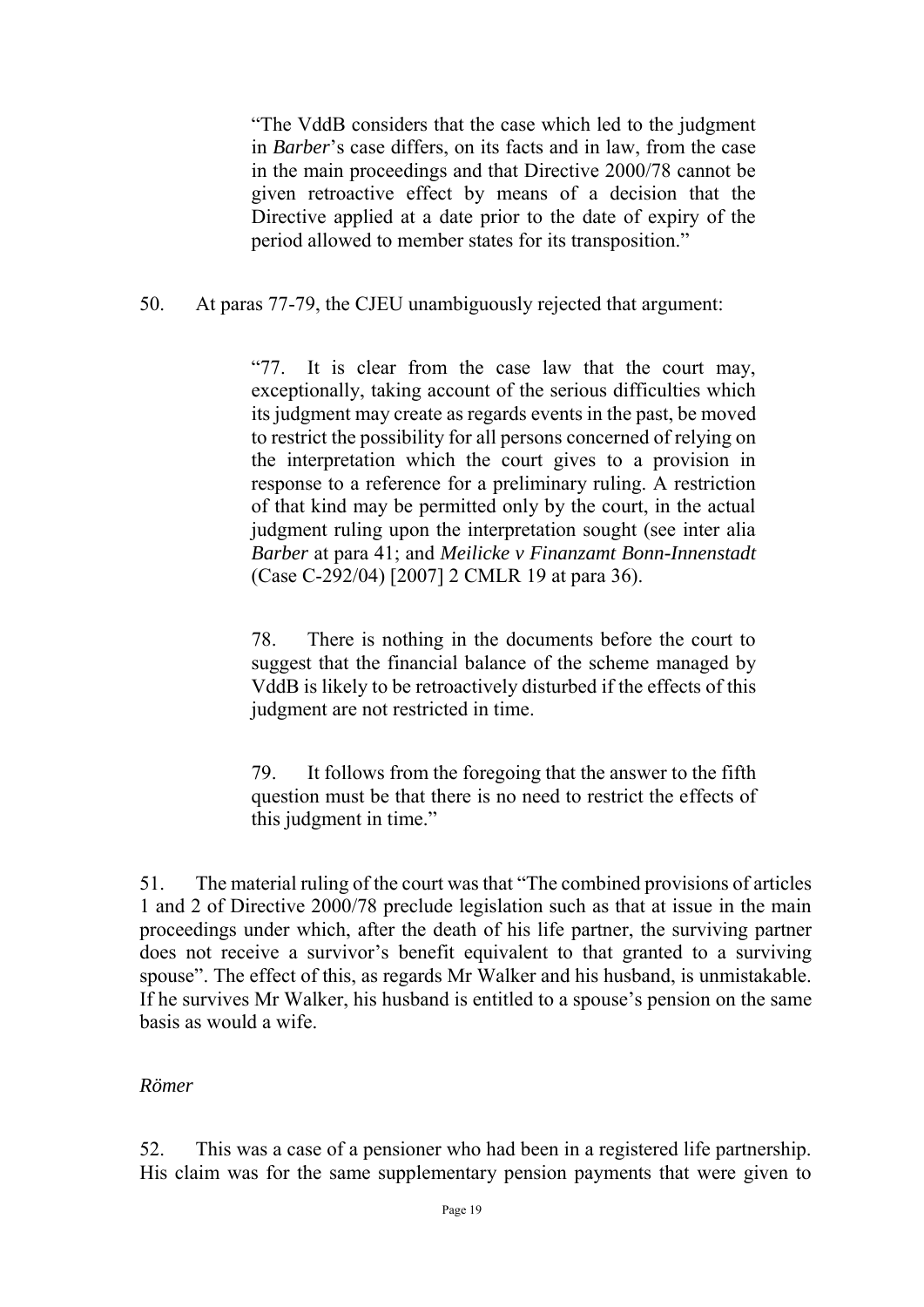> "The VddB considers that the case which led to the judgment in *Barber*'s case differs, on its facts and in law, from the case in the main proceedings and that Directive 2000/78 cannot be given retroactive effect by means of a decision that the Directive applied at a date prior to the date of expiry of the period allowed to member states for its transposition."

50. At paras 77-79, the CJEU unambiguously rejected that argument:

> "77. It is clear from the case law that the court may, exceptionally, taking account of the serious difficulties which its judgment may create as regards events in the past, be moved to restrict the possibility for all persons concerned of relying on the interpretation which the court gives to a provision in response to a reference for a preliminary ruling. A restriction of that kind may be permitted only by the court, in the actual judgment ruling upon the interpretation sought (see inter alia *Barber* at para 41; and *Meilicke v Finanzamt Bonn-Innenstadt* (Case C-292/04) [2007] 2 CMLR 19 at para 36).
>
> 78. There is nothing in the documents before the court to suggest that the financial balance of the scheme managed by VddB is likely to be retroactively disturbed if the effects of this judgment are not restricted in time.
>
> 79. It follows from the foregoing that the answer to the fifth question must be that there is no need to restrict the effects of this judgment in time."

51. The material ruling of the court was that "The combined provisions of articles 1 and 2 of Directive 2000/78 preclude legislation such as that at issue in the main proceedings under which, after the death of his life partner, the surviving partner does not receive a survivor's benefit equivalent to that granted to a surviving spouse". The effect of this, as regards Mr Walker and his husband, is unmistakable. If he survives Mr Walker, his husband is entitled to a spouse's pension on the same basis as would a wife.

*Römer*

52. This was a case of a pensioner who had been in a registered life partnership. His claim was for the same supplementary pension payments that were given to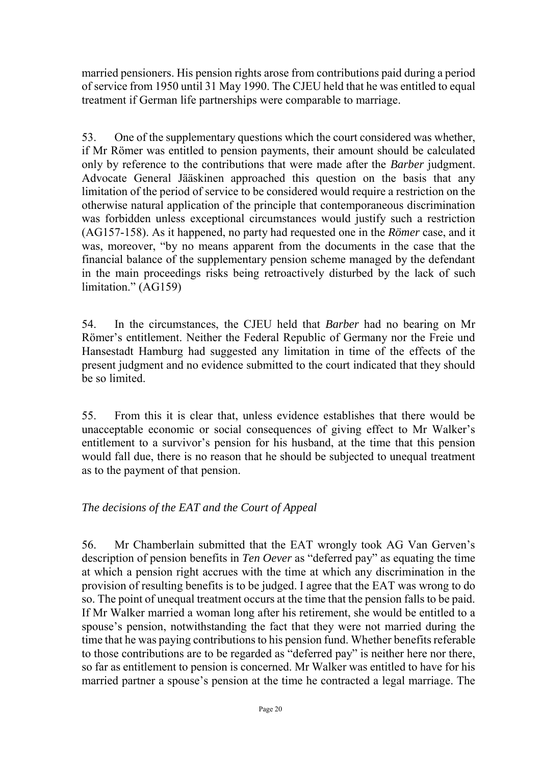married pensioners. His pension rights arose from contributions paid during a period of service from 1950 until 31 May 1990. The CJEU held that he was entitled to equal treatment if German life partnerships were comparable to marriage.

53. One of the supplementary questions which the court considered was whether, if Mr Römer was entitled to pension payments, their amount should be calculated only by reference to the contributions that were made after the *Barber* judgment. Advocate General Jääskinen approached this question on the basis that any limitation of the period of service to be considered would require a restriction on the otherwise natural application of the principle that contemporaneous discrimination was forbidden unless exceptional circumstances would justify such a restriction (AG157-158). As it happened, no party had requested one in the *Römer* case, and it was, moreover, "by no means apparent from the documents in the case that the financial balance of the supplementary pension scheme managed by the defendant in the main proceedings risks being retroactively disturbed by the lack of such limitation." (AG159)

54. In the circumstances, the CJEU held that *Barber* had no bearing on Mr Römer's entitlement. Neither the Federal Republic of Germany nor the Freie und Hansestadt Hamburg had suggested any limitation in time of the effects of the present judgment and no evidence submitted to the court indicated that they should be so limited.

55. From this it is clear that, unless evidence establishes that there would be unacceptable economic or social consequences of giving effect to Mr Walker's entitlement to a survivor's pension for his husband, at the time that this pension would fall due, there is no reason that he should be subjected to unequal treatment as to the payment of that pension.

*The decisions of the EAT and the Court of Appeal*

56. Mr Chamberlain submitted that the EAT wrongly took AG Van Gerven's description of pension benefits in *Ten Oever* as "deferred pay" as equating the time at which a pension right accrues with the time at which any discrimination in the provision of resulting benefits is to be judged. I agree that the EAT was wrong to do so. The point of unequal treatment occurs at the time that the pension falls to be paid. If Mr Walker married a woman long after his retirement, she would be entitled to a spouse's pension, notwithstanding the fact that they were not married during the time that he was paying contributions to his pension fund. Whether benefits referable to those contributions are to be regarded as "deferred pay" is neither here nor there, so far as entitlement to pension is concerned. Mr Walker was entitled to have for his married partner a spouse's pension at the time he contracted a legal marriage. The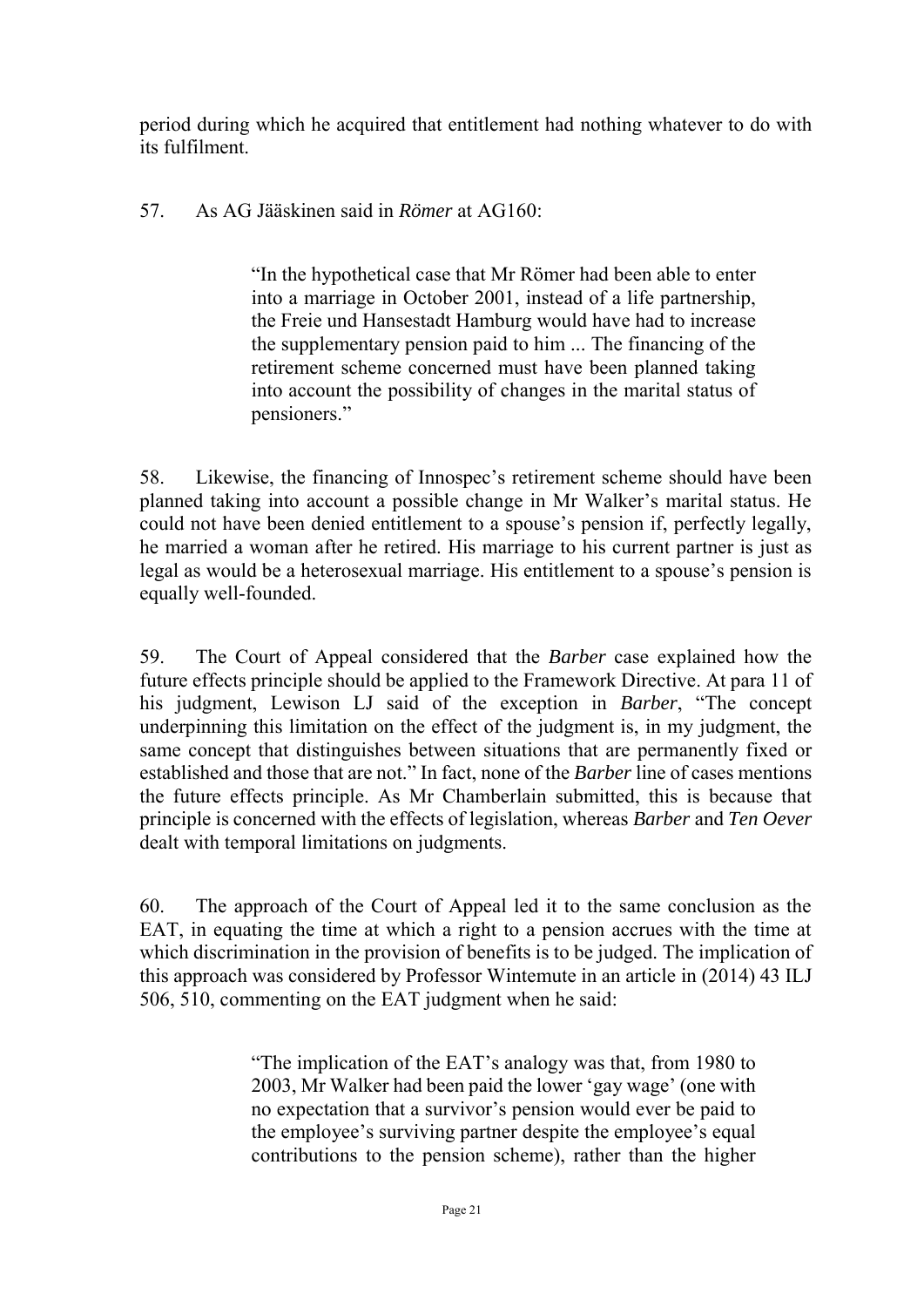period during which he acquired that entitlement had nothing whatever to do with its fulfilment.

57. As AG Jääskinen said in *Römer* at AG160:

> "In the hypothetical case that Mr Römer had been able to enter into a marriage in October 2001, instead of a life partnership, the Freie und Hansestadt Hamburg would have had to increase the supplementary pension paid to him ... The financing of the retirement scheme concerned must have been planned taking into account the possibility of changes in the marital status of pensioners."

58. Likewise, the financing of Innospec's retirement scheme should have been planned taking into account a possible change in Mr Walker's marital status. He could not have been denied entitlement to a spouse's pension if, perfectly legally, he married a woman after he retired. His marriage to his current partner is just as legal as would be a heterosexual marriage. His entitlement to a spouse's pension is equally well-founded.

59. The Court of Appeal considered that the *Barber* case explained how the future effects principle should be applied to the Framework Directive. At para 11 of his judgment, Lewison LJ said of the exception in *Barber*, "The concept underpinning this limitation on the effect of the judgment is, in my judgment, the same concept that distinguishes between situations that are permanently fixed or established and those that are not." In fact, none of the *Barber* line of cases mentions the future effects principle. As Mr Chamberlain submitted, this is because that principle is concerned with the effects of legislation, whereas *Barber* and *Ten Oever* dealt with temporal limitations on judgments.

60. The approach of the Court of Appeal led it to the same conclusion as the EAT, in equating the time at which a right to a pension accrues with the time at which discrimination in the provision of benefits is to be judged. The implication of this approach was considered by Professor Wintemute in an article in (2014) 43 ILJ 506, 510, commenting on the EAT judgment when he said:

> "The implication of the EAT's analogy was that, from 1980 to 2003, Mr Walker had been paid the lower 'gay wage' (one with no expectation that a survivor's pension would ever be paid to the employee's surviving partner despite the employee's equal contributions to the pension scheme), rather than the higher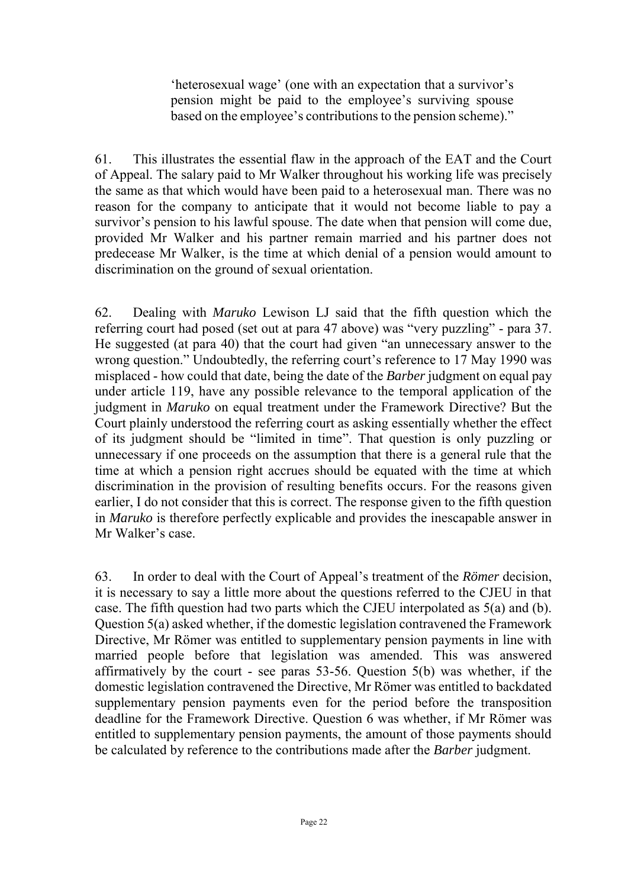> 'heterosexual wage' (one with an expectation that a survivor's pension might be paid to the employee's surviving spouse based on the employee's contributions to the pension scheme)."

61. This illustrates the essential flaw in the approach of the EAT and the Court of Appeal. The salary paid to Mr Walker throughout his working life was precisely the same as that which would have been paid to a heterosexual man. There was no reason for the company to anticipate that it would not become liable to pay a survivor's pension to his lawful spouse. The date when that pension will come due, provided Mr Walker and his partner remain married and his partner does not predecease Mr Walker, is the time at which denial of a pension would amount to discrimination on the ground of sexual orientation.

62. Dealing with *Maruko* Lewison LJ said that the fifth question which the referring court had posed (set out at para 47 above) was "very puzzling" - para 37. He suggested (at para 40) that the court had given "an unnecessary answer to the wrong question." Undoubtedly, the referring court's reference to 17 May 1990 was misplaced - how could that date, being the date of the *Barber* judgment on equal pay under article 119, have any possible relevance to the temporal application of the judgment in *Maruko* on equal treatment under the Framework Directive? But the Court plainly understood the referring court as asking essentially whether the effect of its judgment should be "limited in time". That question is only puzzling or unnecessary if one proceeds on the assumption that there is a general rule that the time at which a pension right accrues should be equated with the time at which discrimination in the provision of resulting benefits occurs. For the reasons given earlier, I do not consider that this is correct. The response given to the fifth question in *Maruko* is therefore perfectly explicable and provides the inescapable answer in Mr Walker's case.

63. In order to deal with the Court of Appeal's treatment of the *Römer* decision, it is necessary to say a little more about the questions referred to the CJEU in that case. The fifth question had two parts which the CJEU interpolated as 5(a) and (b). Question 5(a) asked whether, if the domestic legislation contravened the Framework Directive, Mr Römer was entitled to supplementary pension payments in line with married people before that legislation was amended. This was answered affirmatively by the court - see paras 53-56. Question 5(b) was whether, if the domestic legislation contravened the Directive, Mr Römer was entitled to backdated supplementary pension payments even for the period before the transposition deadline for the Framework Directive. Question 6 was whether, if Mr Römer was entitled to supplementary pension payments, the amount of those payments should be calculated by reference to the contributions made after the *Barber* judgment.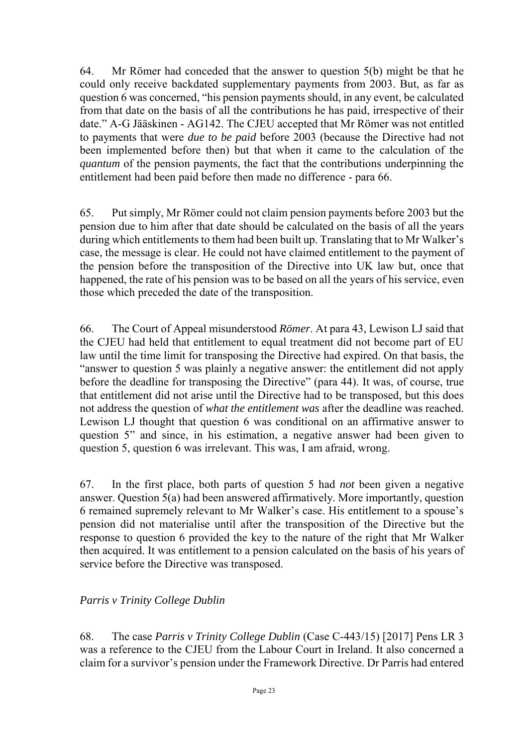64. Mr Römer had conceded that the answer to question 5(b) might be that he could only receive backdated supplementary payments from 2003. But, as far as question 6 was concerned, "his pension payments should, in any event, be calculated from that date on the basis of all the contributions he has paid, irrespective of their date." A-G Jääskinen - AG142. The CJEU accepted that Mr Römer was not entitled to payments that were *due to be paid* before 2003 (because the Directive had not been implemented before then) but that when it came to the calculation of the *quantum* of the pension payments, the fact that the contributions underpinning the entitlement had been paid before then made no difference - para 66.

65. Put simply, Mr Römer could not claim pension payments before 2003 but the pension due to him after that date should be calculated on the basis of all the years during which entitlements to them had been built up. Translating that to Mr Walker's case, the message is clear. He could not have claimed entitlement to the payment of the pension before the transposition of the Directive into UK law but, once that happened, the rate of his pension was to be based on all the years of his service, even those which preceded the date of the transposition.

66. The Court of Appeal misunderstood *Römer*. At para 43, Lewison LJ said that the CJEU had held that entitlement to equal treatment did not become part of EU law until the time limit for transposing the Directive had expired. On that basis, the "answer to question 5 was plainly a negative answer: the entitlement did not apply before the deadline for transposing the Directive" (para 44). It was, of course, true that entitlement did not arise until the Directive had to be transposed, but this does not address the question of *what the entitlement was* after the deadline was reached. Lewison LJ thought that question 6 was conditional on an affirmative answer to question 5" and since, in his estimation, a negative answer had been given to question 5, question 6 was irrelevant. This was, I am afraid, wrong.

67. In the first place, both parts of question 5 had *not* been given a negative answer. Question 5(a) had been answered affirmatively. More importantly, question 6 remained supremely relevant to Mr Walker's case. His entitlement to a spouse's pension did not materialise until after the transposition of the Directive but the response to question 6 provided the key to the nature of the right that Mr Walker then acquired. It was entitlement to a pension calculated on the basis of his years of service before the Directive was transposed.

*Parris v Trinity College Dublin*

68. The case *Parris v Trinity College Dublin* (Case C-443/15) [2017] Pens LR 3 was a reference to the CJEU from the Labour Court in Ireland. It also concerned a claim for a survivor's pension under the Framework Directive. Dr Parris had entered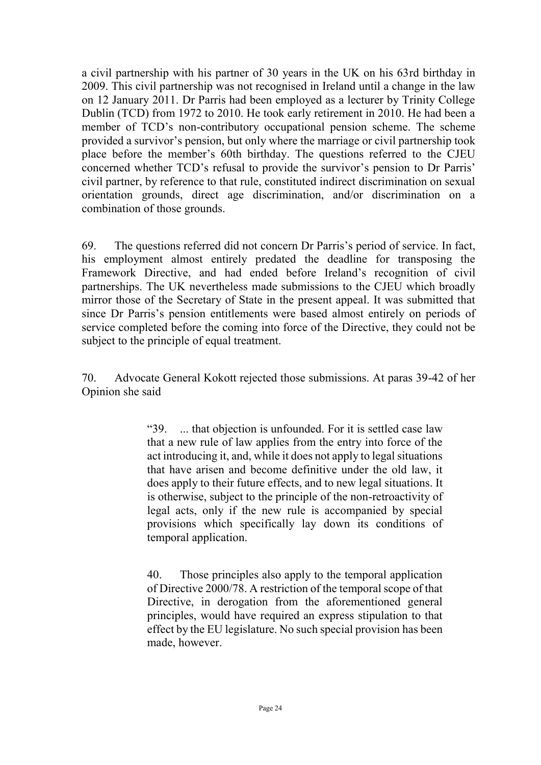a civil partnership with his partner of 30 years in the UK on his 63rd birthday in 2009. This civil partnership was not recognised in Ireland until a change in the law on 12 January 2011. Dr Parris had been employed as a lecturer by Trinity College Dublin (TCD) from 1972 to 2010. He took early retirement in 2010. He had been a member of TCD's non-contributory occupational pension scheme. The scheme provided a survivor's pension, but only where the marriage or civil partnership took place before the member's 60th birthday. The questions referred to the CJEU concerned whether TCD's refusal to provide the survivor's pension to Dr Parris' civil partner, by reference to that rule, constituted indirect discrimination on sexual orientation grounds, direct age discrimination, and/or discrimination on a combination of those grounds.

69. The questions referred did not concern Dr Parris's period of service. In fact, his employment almost entirely predated the deadline for transposing the Framework Directive, and had ended before Ireland's recognition of civil partnerships. The UK nevertheless made submissions to the CJEU which broadly mirror those of the Secretary of State in the present appeal. It was submitted that since Dr Parris's pension entitlements were based almost entirely on periods of service completed before the coming into force of the Directive, they could not be subject to the principle of equal treatment.

70. Advocate General Kokott rejected those submissions. At paras 39-42 of her Opinion she said

> "39. ... that objection is unfounded. For it is settled case law that a new rule of law applies from the entry into force of the act introducing it, and, while it does not apply to legal situations that have arisen and become definitive under the old law, it does apply to their future effects, and to new legal situations. It is otherwise, subject to the principle of the non-retroactivity of legal acts, only if the new rule is accompanied by special provisions which specifically lay down its conditions of temporal application.
>
> 40. Those principles also apply to the temporal application of Directive 2000/78. A restriction of the temporal scope of that Directive, in derogation from the aforementioned general principles, would have required an express stipulation to that effect by the EU legislature. No such special provision has been made, however.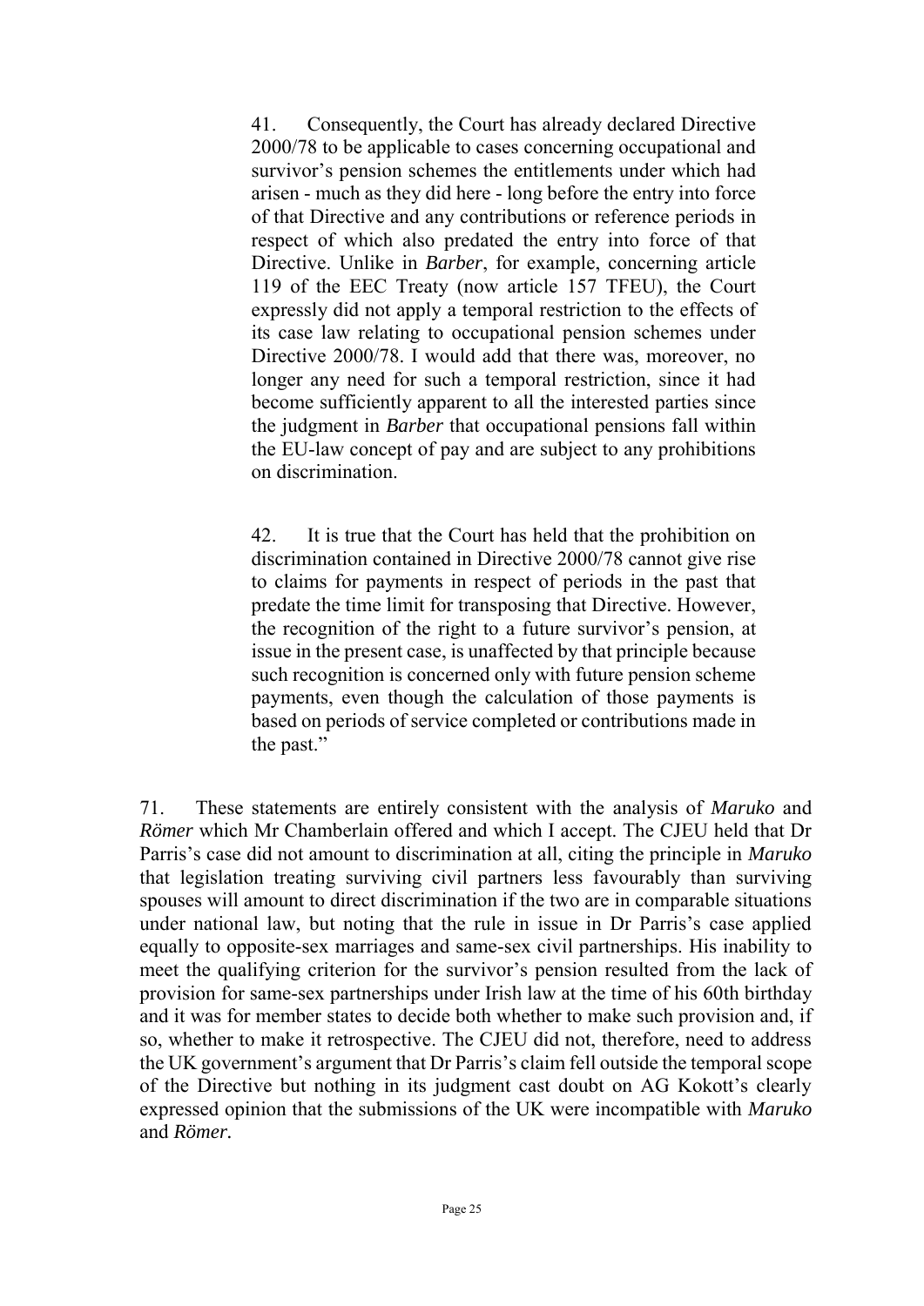> 41. Consequently, the Court has already declared Directive 2000/78 to be applicable to cases concerning occupational and survivor's pension schemes the entitlements under which had arisen - much as they did here - long before the entry into force of that Directive and any contributions or reference periods in respect of which also predated the entry into force of that Directive. Unlike in *Barber*, for example, concerning article 119 of the EEC Treaty (now article 157 TFEU), the Court expressly did not apply a temporal restriction to the effects of its case law relating to occupational pension schemes under Directive 2000/78. I would add that there was, moreover, no longer any need for such a temporal restriction, since it had become sufficiently apparent to all the interested parties since the judgment in *Barber* that occupational pensions fall within the EU-law concept of pay and are subject to any prohibitions on discrimination.
>
> 42. It is true that the Court has held that the prohibition on discrimination contained in Directive 2000/78 cannot give rise to claims for payments in respect of periods in the past that predate the time limit for transposing that Directive. However, the recognition of the right to a future survivor's pension, at issue in the present case, is unaffected by that principle because such recognition is concerned only with future pension scheme payments, even though the calculation of those payments is based on periods of service completed or contributions made in the past."

71. These statements are entirely consistent with the analysis of *Maruko* and *Römer* which Mr Chamberlain offered and which I accept. The CJEU held that Dr Parris's case did not amount to discrimination at all, citing the principle in *Maruko* that legislation treating surviving civil partners less favourably than surviving spouses will amount to direct discrimination if the two are in comparable situations under national law, but noting that the rule in issue in Dr Parris's case applied equally to opposite-sex marriages and same-sex civil partnerships. His inability to meet the qualifying criterion for the survivor's pension resulted from the lack of provision for same-sex partnerships under Irish law at the time of his 60th birthday and it was for member states to decide both whether to make such provision and, if so, whether to make it retrospective. The CJEU did not, therefore, need to address the UK government's argument that Dr Parris's claim fell outside the temporal scope of the Directive but nothing in its judgment cast doubt on AG Kokott's clearly expressed opinion that the submissions of the UK were incompatible with *Maruko* and *Römer.*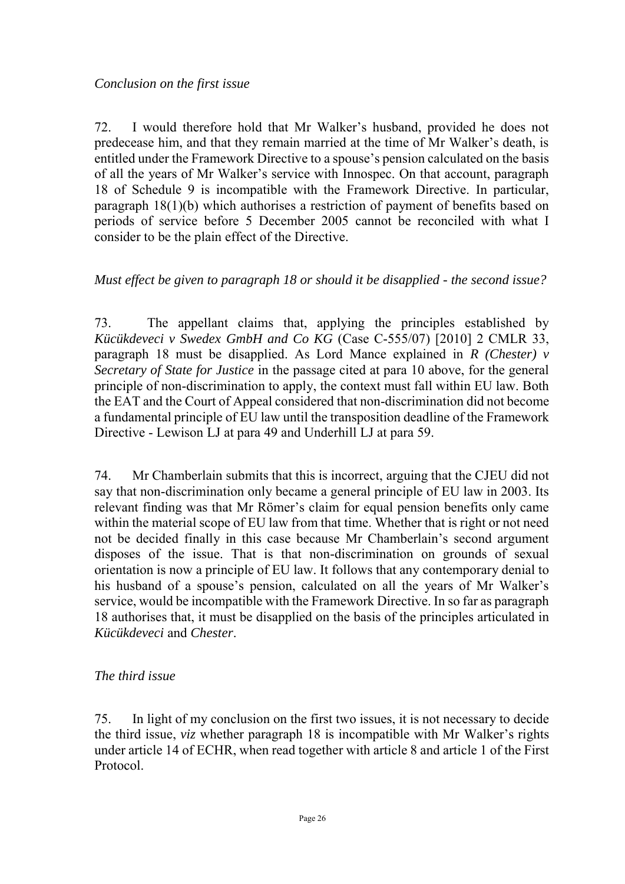*Conclusion on the first issue*

72. I would therefore hold that Mr Walker's husband, provided he does not predecease him, and that they remain married at the time of Mr Walker's death, is entitled under the Framework Directive to a spouse's pension calculated on the basis of all the years of Mr Walker's service with Innospec. On that account, paragraph 18 of Schedule 9 is incompatible with the Framework Directive. In particular, paragraph 18(1)(b) which authorises a restriction of payment of benefits based on periods of service before 5 December 2005 cannot be reconciled with what I consider to be the plain effect of the Directive.

*Must effect be given to paragraph 18 or should it be disapplied - the second issue?*

73. The appellant claims that, applying the principles established by *Kücükdeveci v Swedex GmbH and Co KG* (Case C-555/07) [2010] 2 CMLR 33, paragraph 18 must be disapplied. As Lord Mance explained in *R (Chester) v Secretary of State for Justice* in the passage cited at para 10 above, for the general principle of non-discrimination to apply, the context must fall within EU law. Both the EAT and the Court of Appeal considered that non-discrimination did not become a fundamental principle of EU law until the transposition deadline of the Framework Directive - Lewison LJ at para 49 and Underhill LJ at para 59.

74. Mr Chamberlain submits that this is incorrect, arguing that the CJEU did not say that non-discrimination only became a general principle of EU law in 2003. Its relevant finding was that Mr Römer's claim for equal pension benefits only came within the material scope of EU law from that time. Whether that is right or not need not be decided finally in this case because Mr Chamberlain's second argument disposes of the issue. That is that non-discrimination on grounds of sexual orientation is now a principle of EU law. It follows that any contemporary denial to his husband of a spouse's pension, calculated on all the years of Mr Walker's service, would be incompatible with the Framework Directive. In so far as paragraph 18 authorises that, it must be disapplied on the basis of the principles articulated in *Kücükdeveci* and *Chester*.

*The third issue*

75. In light of my conclusion on the first two issues, it is not necessary to decide the third issue, *viz* whether paragraph 18 is incompatible with Mr Walker's rights under article 14 of ECHR, when read together with article 8 and article 1 of the First Protocol.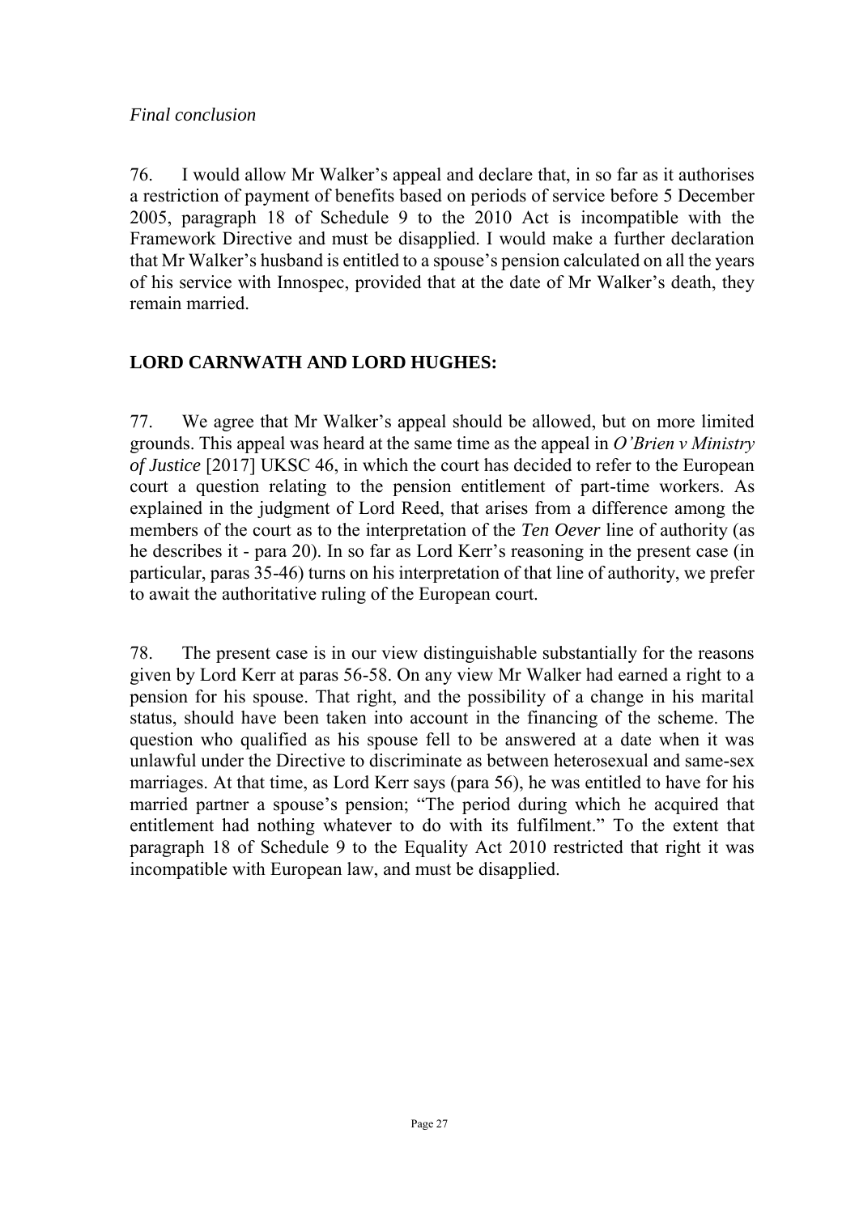*Final conclusion*

76. I would allow Mr Walker's appeal and declare that, in so far as it authorises a restriction of payment of benefits based on periods of service before 5 December 2005, paragraph 18 of Schedule 9 to the 2010 Act is incompatible with the Framework Directive and must be disapplied. I would make a further declaration that Mr Walker's husband is entitled to a spouse's pension calculated on all the years of his service with Innospec, provided that at the date of Mr Walker's death, they remain married.

**LORD CARNWATH AND LORD HUGHES:**

77. We agree that Mr Walker's appeal should be allowed, but on more limited grounds. This appeal was heard at the same time as the appeal in *O'Brien v Ministry of Justice* [2017] UKSC 46, in which the court has decided to refer to the European court a question relating to the pension entitlement of part-time workers. As explained in the judgment of Lord Reed, that arises from a difference among the members of the court as to the interpretation of the *Ten Oever* line of authority (as he describes it - para 20). In so far as Lord Kerr's reasoning in the present case (in particular, paras 35-46) turns on his interpretation of that line of authority, we prefer to await the authoritative ruling of the European court.

78. The present case is in our view distinguishable substantially for the reasons given by Lord Kerr at paras 56-58. On any view Mr Walker had earned a right to a pension for his spouse. That right, and the possibility of a change in his marital status, should have been taken into account in the financing of the scheme. The question who qualified as his spouse fell to be answered at a date when it was unlawful under the Directive to discriminate as between heterosexual and same-sex marriages. At that time, as Lord Kerr says (para 56), he was entitled to have for his married partner a spouse's pension; "The period during which he acquired that entitlement had nothing whatever to do with its fulfilment." To the extent that paragraph 18 of Schedule 9 to the Equality Act 2010 restricted that right it was incompatible with European law, and must be disapplied.